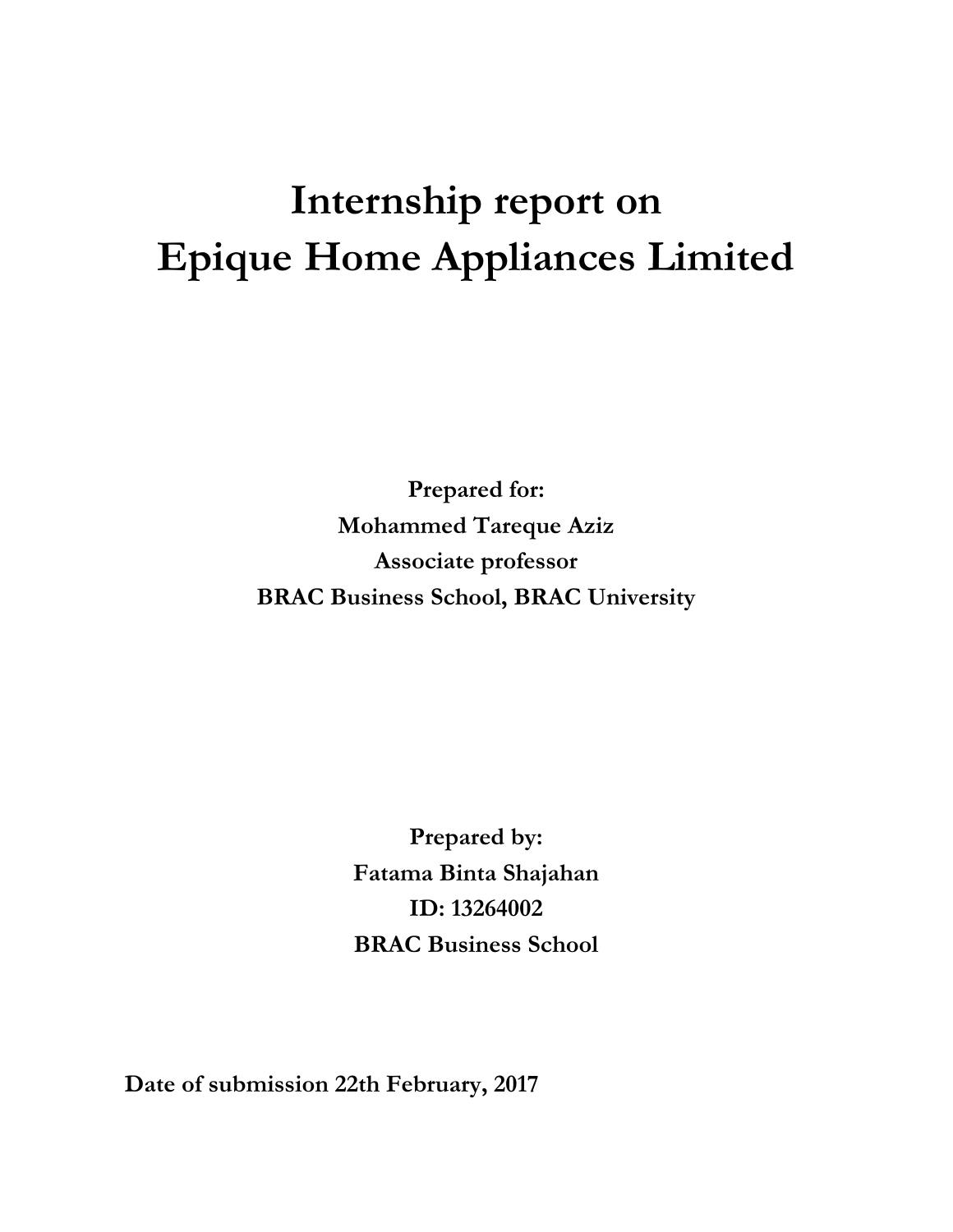# Internship report on
# Epique Home Appliances Limited

**Prepared for:**
**Mohammed Tareque Aziz**
**Associate professor**
**BRAC Business School, BRAC University**

**Prepared by:**
**Fatama Binta Shajahan**
**ID: 13264002**
**BRAC Business School**

**Date of submission 22th February, 2017**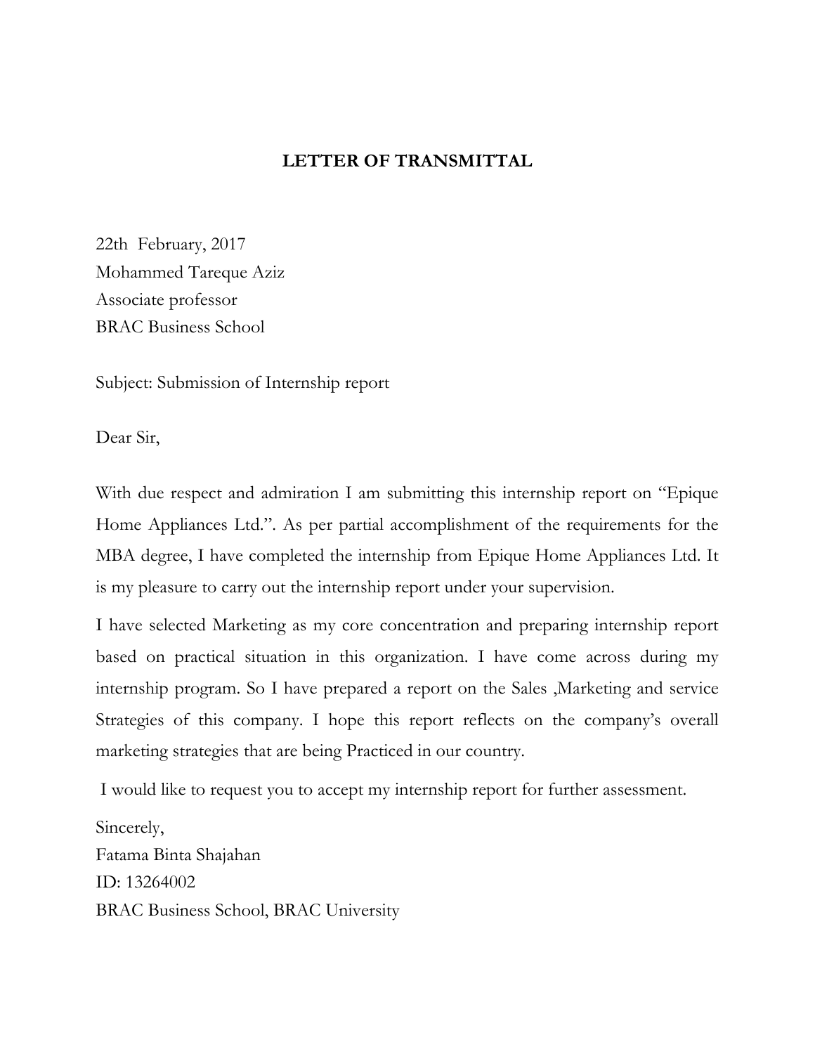# LETTER OF TRANSMITTAL

22th February, 2017
Mohammed Tareque Aziz
Associate professor
BRAC Business School

Subject: Submission of Internship report

Dear Sir,

With due respect and admiration I am submitting this internship report on "Epique Home Appliances Ltd.". As per partial accomplishment of the requirements for the MBA degree, I have completed the internship from Epique Home Appliances Ltd. It is my pleasure to carry out the internship report under your supervision.

I have selected Marketing as my core concentration and preparing internship report based on practical situation in this organization. I have come across during my internship program. So I have prepared a report on the Sales ,Marketing and service Strategies of this company. I hope this report reflects on the company's overall marketing strategies that are being Practiced in our country.

I would like to request you to accept my internship report for further assessment.

Sincerely,
Fatama Binta Shajahan
ID: 13264002
BRAC Business School, BRAC University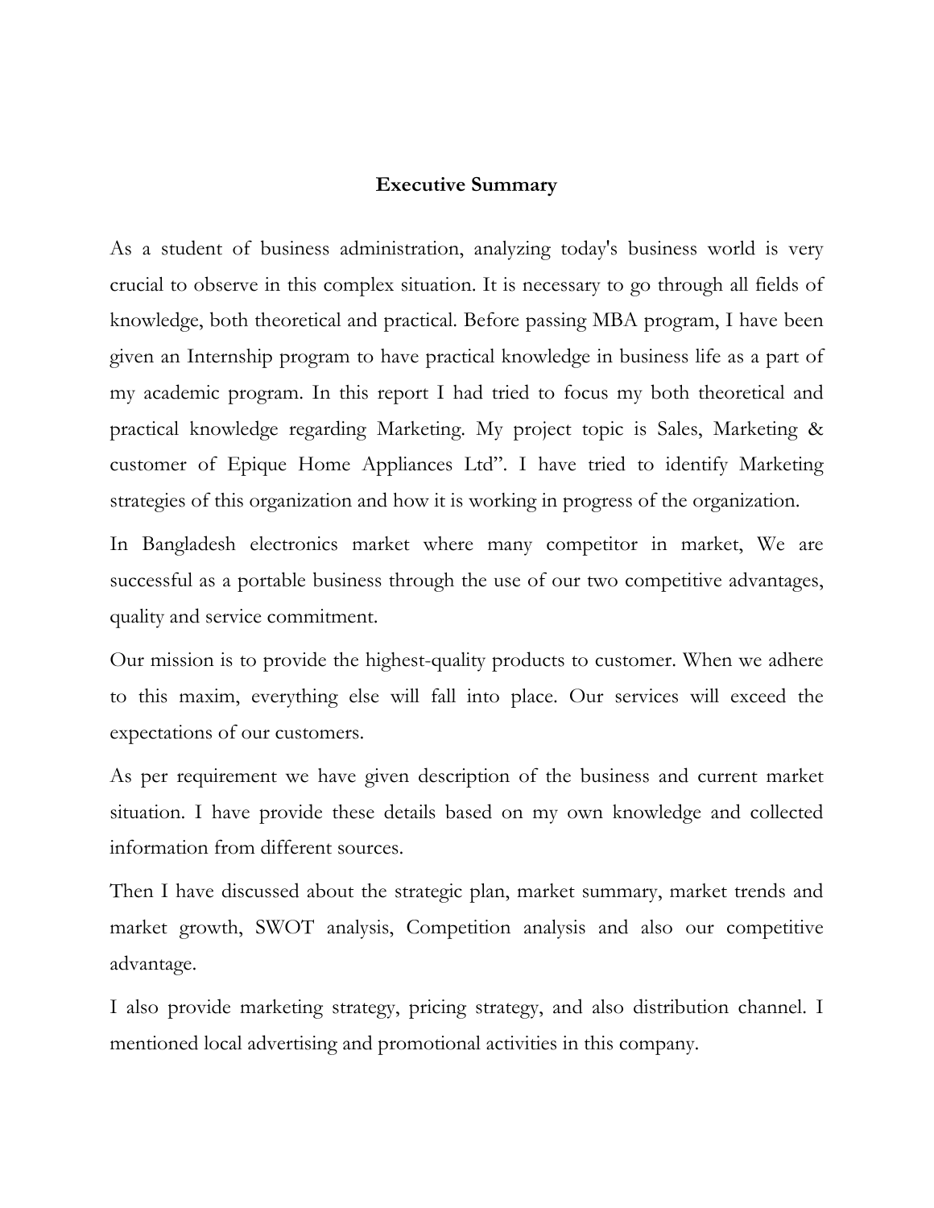## Executive Summary

As a student of business administration, analyzing today's business world is very crucial to observe in this complex situation. It is necessary to go through all fields of knowledge, both theoretical and practical. Before passing MBA program, I have been given an Internship program to have practical knowledge in business life as a part of my academic program. In this report I had tried to focus my both theoretical and practical knowledge regarding Marketing. My project topic is Sales, Marketing & customer of Epique Home Appliances Ltd". I have tried to identify Marketing strategies of this organization and how it is working in progress of the organization.

In Bangladesh electronics market where many competitor in market, We are successful as a portable business through the use of our two competitive advantages, quality and service commitment.

Our mission is to provide the highest-quality products to customer. When we adhere to this maxim, everything else will fall into place. Our services will exceed the expectations of our customers.

As per requirement we have given description of the business and current market situation. I have provide these details based on my own knowledge and collected information from different sources.

Then I have discussed about the strategic plan, market summary, market trends and market growth, SWOT analysis, Competition analysis and also our competitive advantage.

I also provide marketing strategy, pricing strategy, and also distribution channel. I mentioned local advertising and promotional activities in this company.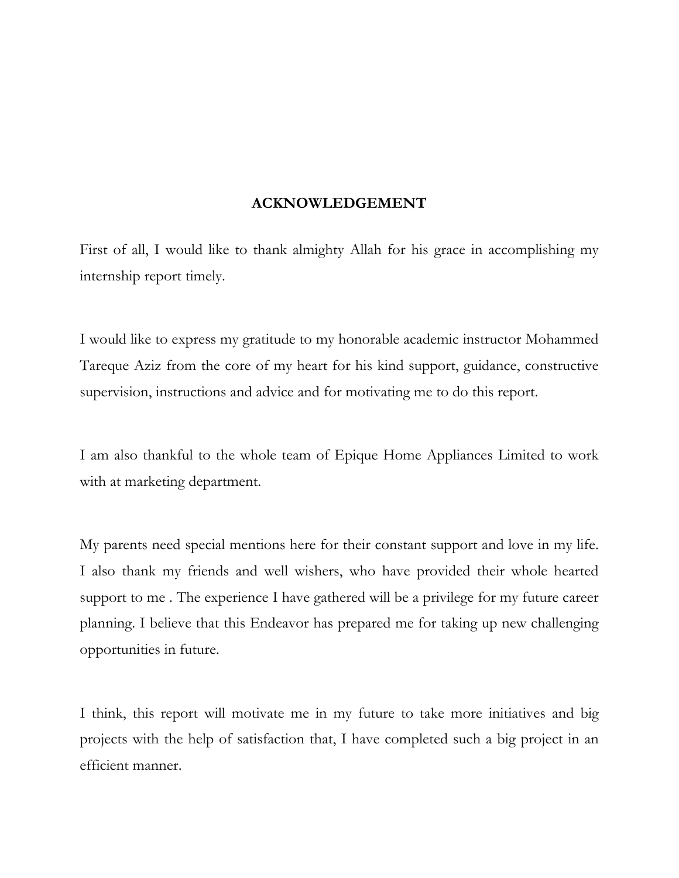# ACKNOWLEDGEMENT

First of all, I would like to thank almighty Allah for his grace in accomplishing my internship report timely.

I would like to express my gratitude to my honorable academic instructor Mohammed Tareque Aziz from the core of my heart for his kind support, guidance, constructive supervision, instructions and advice and for motivating me to do this report.

I am also thankful to the whole team of Epique Home Appliances Limited to work with at marketing department.

My parents need special mentions here for their constant support and love in my life. I also thank my friends and well wishers, who have provided their whole hearted support to me . The experience I have gathered will be a privilege for my future career planning. I believe that this Endeavor has prepared me for taking up new challenging opportunities in future.

I think, this report will motivate me in my future to take more initiatives and big projects with the help of satisfaction that, I have completed such a big project in an efficient manner.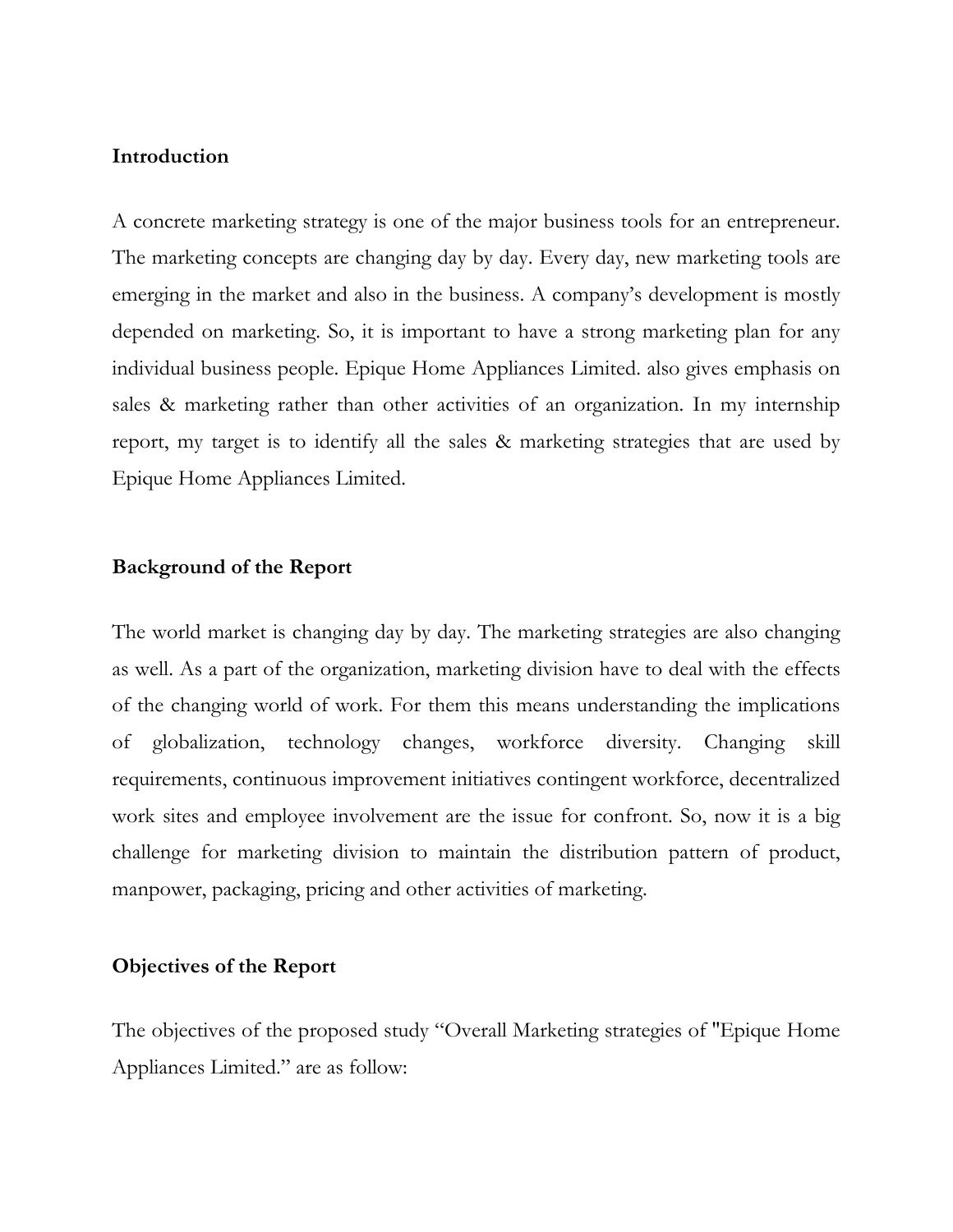## Introduction

A concrete marketing strategy is one of the major business tools for an entrepreneur. The marketing concepts are changing day by day. Every day, new marketing tools are emerging in the market and also in the business. A company's development is mostly depended on marketing. So, it is important to have a strong marketing plan for any individual business people. Epique Home Appliances Limited. also gives emphasis on sales & marketing rather than other activities of an organization. In my internship report, my target is to identify all the sales & marketing strategies that are used by Epique Home Appliances Limited.

## Background of the Report

The world market is changing day by day. The marketing strategies are also changing as well. As a part of the organization, marketing division have to deal with the effects of the changing world of work. For them this means understanding the implications of globalization, technology changes, workforce diversity. Changing skill requirements, continuous improvement initiatives contingent workforce, decentralized work sites and employee involvement are the issue for confront. So, now it is a big challenge for marketing division to maintain the distribution pattern of product, manpower, packaging, pricing and other activities of marketing.

## Objectives of the Report

The objectives of the proposed study "Overall Marketing strategies of "Epique Home Appliances Limited." are as follow: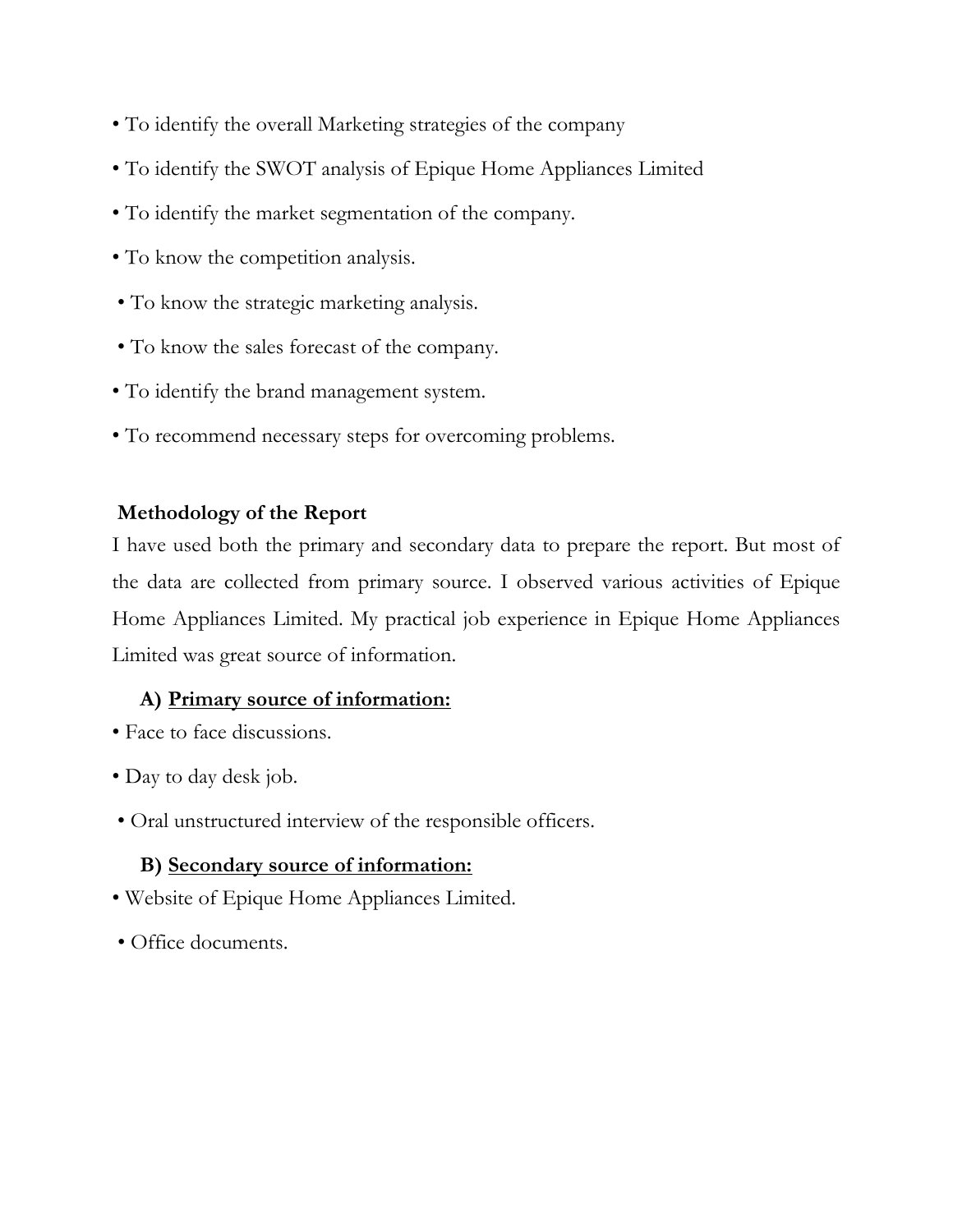- To identify the overall Marketing strategies of the company
- To identify the SWOT analysis of Epique Home Appliances Limited
- To identify the market segmentation of the company.
- To know the competition analysis.
- To know the strategic marketing analysis.
- To know the sales forecast of the company.
- To identify the brand management system.
- To recommend necessary steps for overcoming problems.

## Methodology of the Report

I have used both the primary and secondary data to prepare the report. But most of the data are collected from primary source. I observed various activities of Epique Home Appliances Limited. My practical job experience in Epique Home Appliances Limited was great source of information.

### A) <u>Primary source of information:</u>

- Face to face discussions.
- Day to day desk job.
- Oral unstructured interview of the responsible officers.

### B) <u>Secondary source of information:</u>

- Website of Epique Home Appliances Limited.
- Office documents.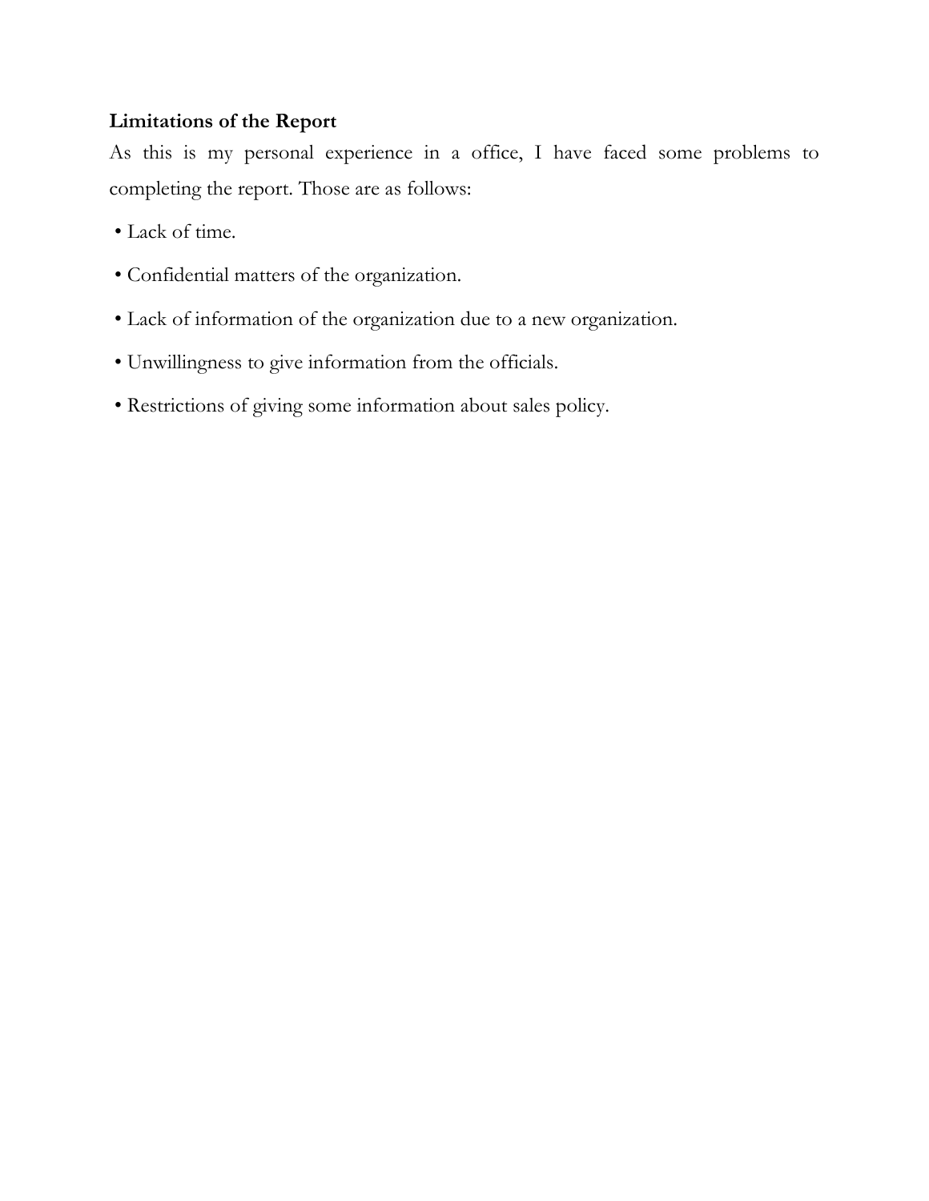**Limitations of the Report**

As this is my personal experience in a office, I have faced some problems to completing the report. Those are as follows:

- Lack of time.
- Confidential matters of the organization.
- Lack of information of the organization due to a new organization.
- Unwillingness to give information from the officials.
- Restrictions of giving some information about sales policy.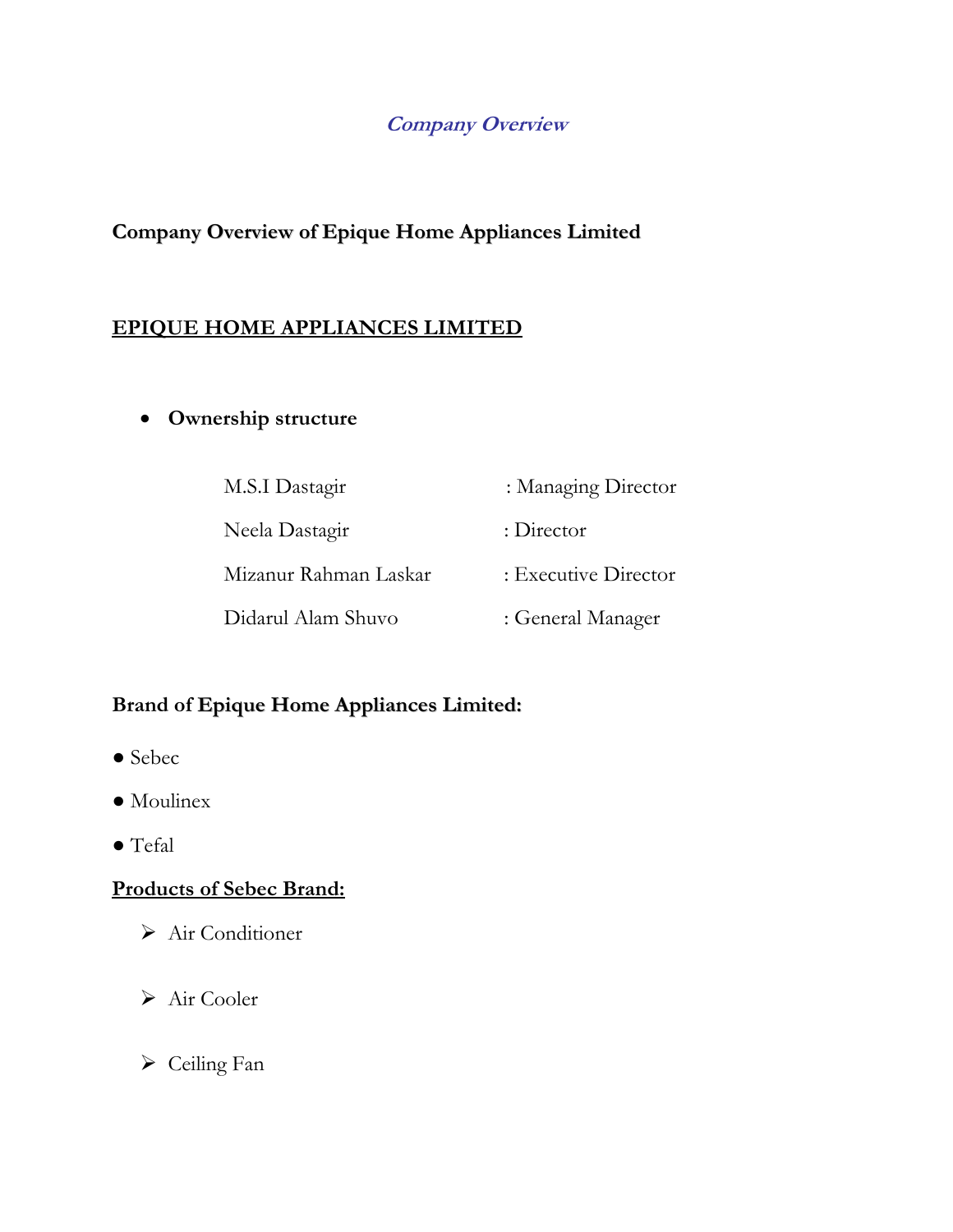# *Company Overview*

**Company Overview of Epique Home Appliances Limited**

**<u>EPIQUE HOME APPLIANCES LIMITED</u>**

- **Ownership structure**

| | |
|---|---|
| M.S.I Dastagir | : Managing Director |
| Neela Dastagir | : Director |
| Mizanur Rahman Laskar | : Executive Director |
| Didarul Alam Shuvo | : General Manager |

**Brand of Epique Home Appliances Limited:**

- Sebec
- Moulinex
- Tefal

**<u>Products of Sebec Brand:</u>**

- Air Conditioner
- Air Cooler
- Ceiling Fan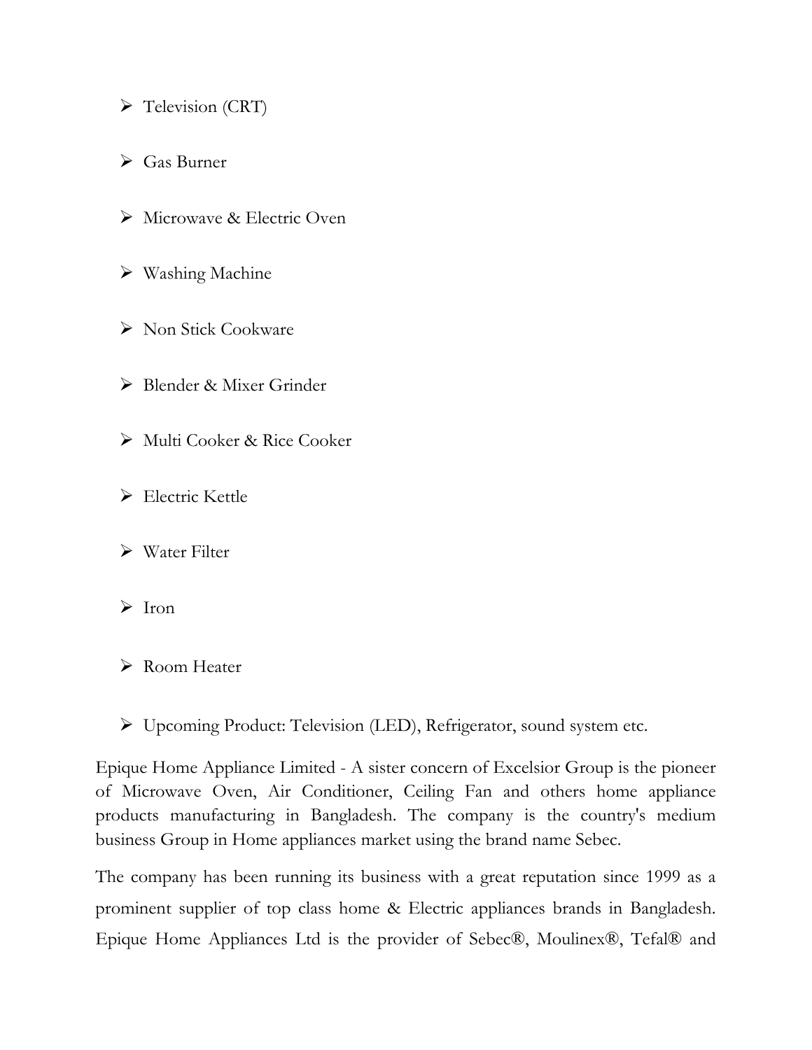- Television (CRT)
- Gas Burner
- Microwave & Electric Oven
- Washing Machine
- Non Stick Cookware
- Blender & Mixer Grinder
- Multi Cooker & Rice Cooker
- Electric Kettle
- Water Filter
- Iron
- Room Heater
- Upcoming Product: Television (LED), Refrigerator, sound system etc.

Epique Home Appliance Limited - A sister concern of Excelsior Group is the pioneer of Microwave Oven, Air Conditioner, Ceiling Fan and others home appliance products manufacturing in Bangladesh. The company is the country's medium business Group in Home appliances market using the brand name Sebec.

The company has been running its business with a great reputation since 1999 as a prominent supplier of top class home & Electric appliances brands in Bangladesh. Epique Home Appliances Ltd is the provider of Sebec®, Moulinex®, Tefal® and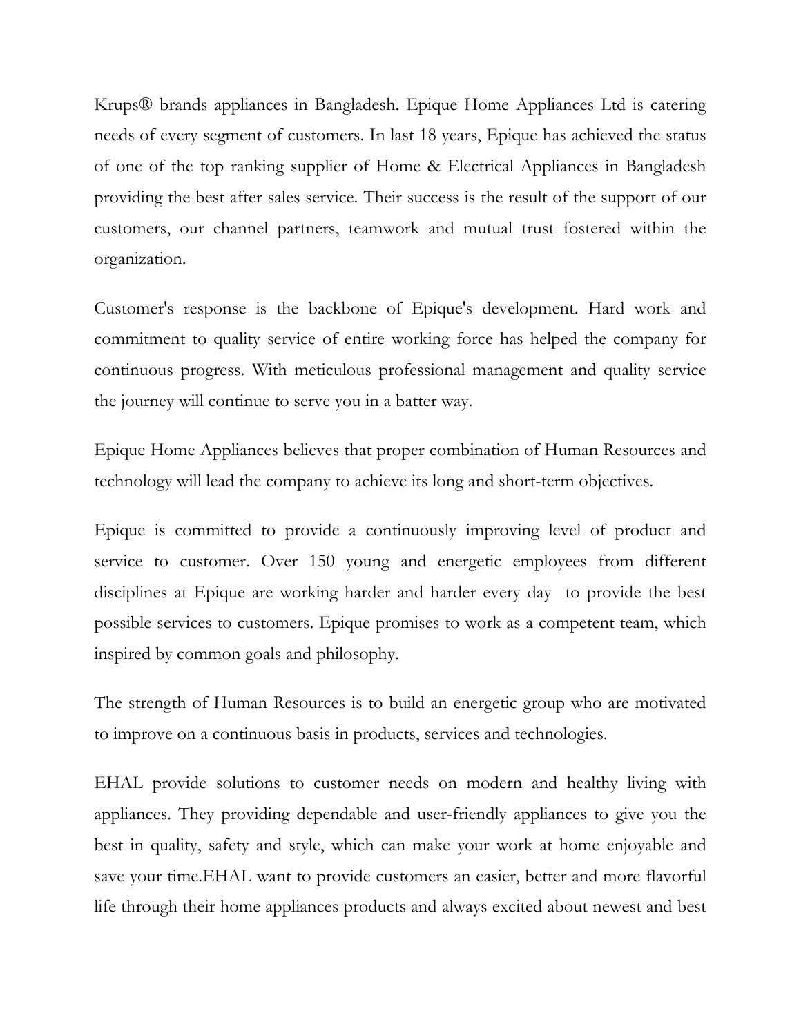Krups® brands appliances in Bangladesh. Epique Home Appliances Ltd is catering needs of every segment of customers. In last 18 years, Epique has achieved the status of one of the top ranking supplier of Home & Electrical Appliances in Bangladesh providing the best after sales service. Their success is the result of the support of our customers, our channel partners, teamwork and mutual trust fostered within the organization.

Customer's response is the backbone of Epique's development. Hard work and commitment to quality service of entire working force has helped the company for continuous progress. With meticulous professional management and quality service the journey will continue to serve you in a batter way.

Epique Home Appliances believes that proper combination of Human Resources and technology will lead the company to achieve its long and short-term objectives.

Epique is committed to provide a continuously improving level of product and service to customer. Over 150 young and energetic employees from different disciplines at Epique are working harder and harder every day to provide the best possible services to customers. Epique promises to work as a competent team, which inspired by common goals and philosophy.

The strength of Human Resources is to build an energetic group who are motivated to improve on a continuous basis in products, services and technologies.

EHAL provide solutions to customer needs on modern and healthy living with appliances. They providing dependable and user-friendly appliances to give you the best in quality, safety and style, which can make your work at home enjoyable and save your time.EHAL want to provide customers an easier, better and more flavorful life through their home appliances products and always excited about newest and best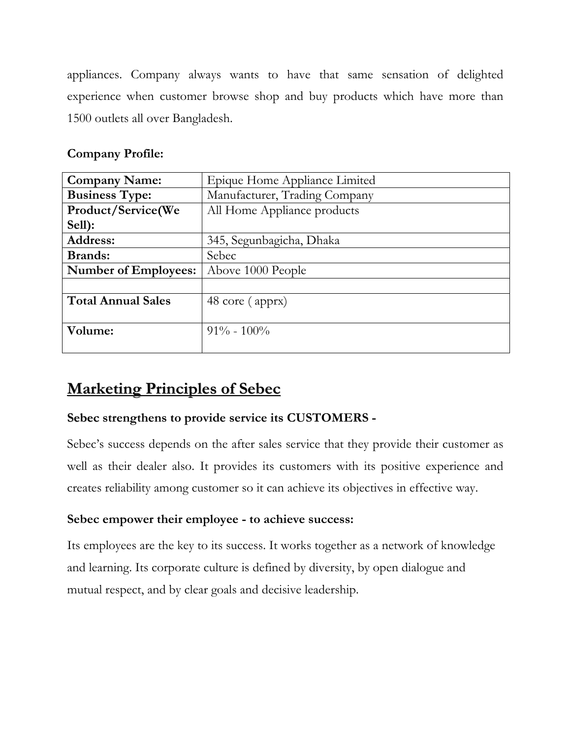appliances. Company always wants to have that same sensation of delighted experience when customer browse shop and buy products which have more than 1500 outlets all over Bangladesh.

**Company Profile:**

| | |
|---|---|
| **Company Name:** | Epique Home Appliance Limited |
| **Business Type:** | Manufacturer, Trading Company |
| **Product/Service(We Sell):** | All Home Appliance products |
| **Address:** | 345, Segunbagicha, Dhaka |
| **Brands:** | Sebec |
| **Number of Employees:** | Above 1000 People |
| | |
| **Total Annual Sales** | 48 core ( apprx) |
| **Volume:** | 91% - 100% |

## Marketing Principles of Sebec

### Sebec strengthens to provide service its CUSTOMERS -

Sebec's success depends on the after sales service that they provide their customer as well as their dealer also. It provides its customers with its positive experience and creates reliability among customer so it can achieve its objectives in effective way.

### Sebec empower their employee - to achieve success:

Its employees are the key to its success. It works together as a network of knowledge and learning. Its corporate culture is defined by diversity, by open dialogue and mutual respect, and by clear goals and decisive leadership.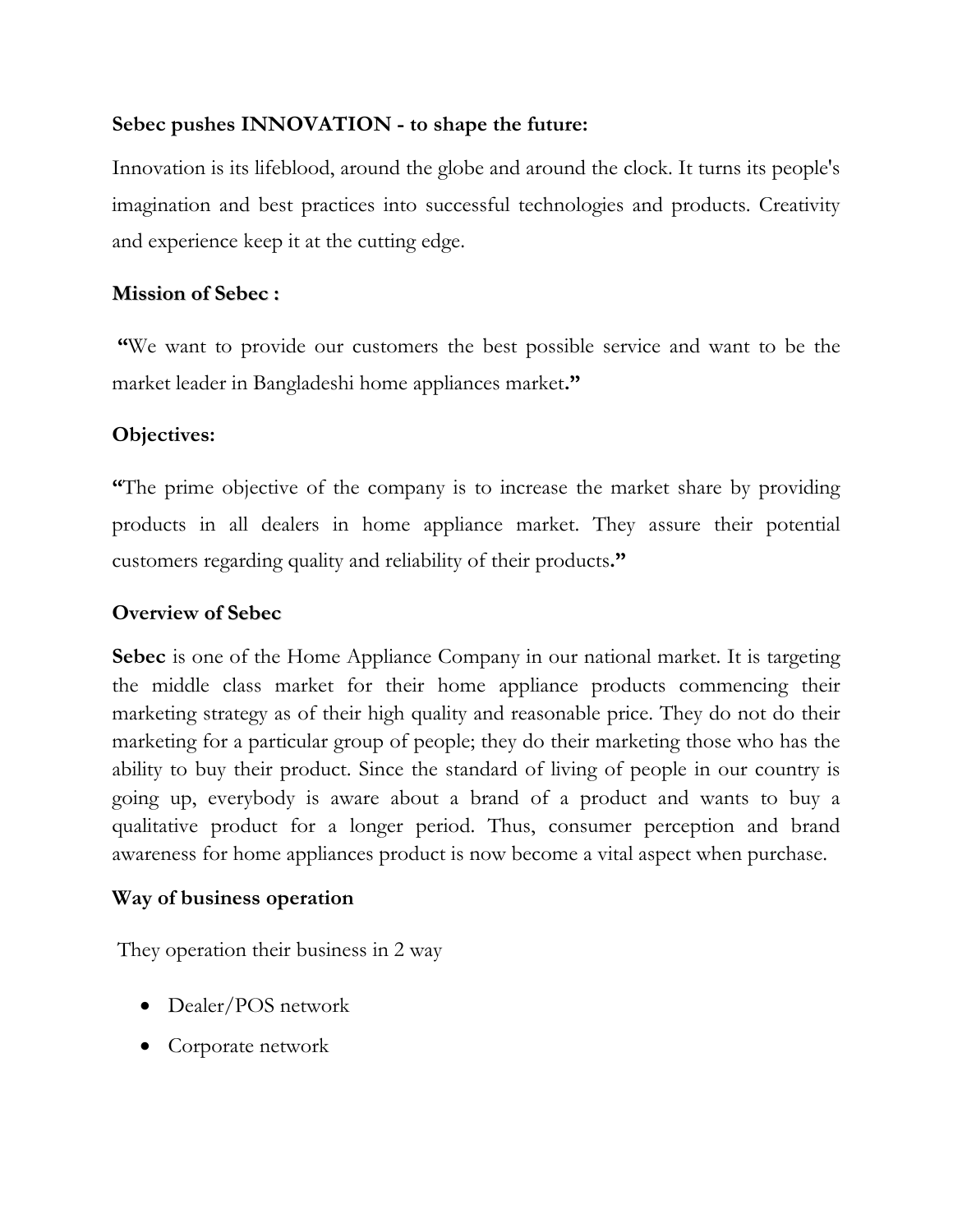**Sebec pushes INNOVATION - to shape the future:**

Innovation is its lifeblood, around the globe and around the clock. It turns its people's imagination and best practices into successful technologies and products. Creativity and experience keep it at the cutting edge.

**Mission of Sebec :**

**"**We want to provide our customers the best possible service and want to be the market leader in Bangladeshi home appliances market**."**

**Objectives:**

**"**The prime objective of the company is to increase the market share by providing products in all dealers in home appliance market. They assure their potential customers regarding quality and reliability of their products**."**

**Overview of Sebec**

**Sebec** is one of the Home Appliance Company in our national market. It is targeting the middle class market for their home appliance products commencing their marketing strategy as of their high quality and reasonable price. They do not do their marketing for a particular group of people; they do their marketing those who has the ability to buy their product. Since the standard of living of people in our country is going up, everybody is aware about a brand of a product and wants to buy a qualitative product for a longer period. Thus, consumer perception and brand awareness for home appliances product is now become a vital aspect when purchase.

**Way of business operation**

They operation their business in 2 way

- Dealer/POS network
- Corporate network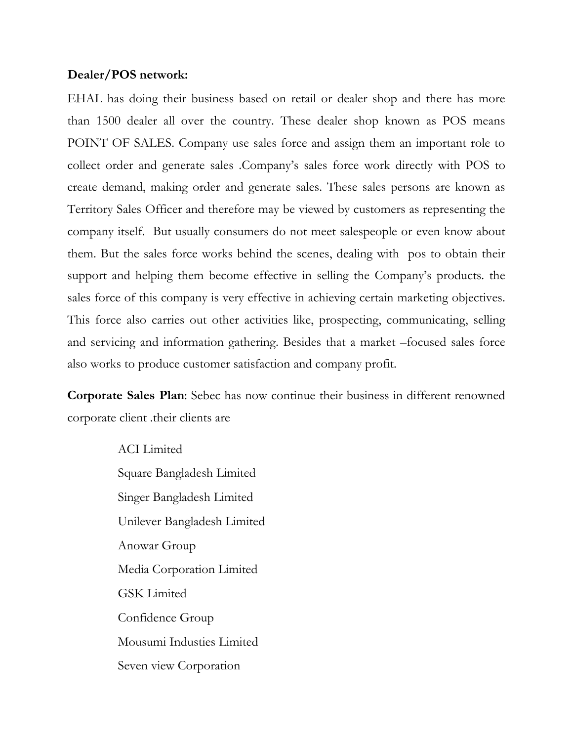**Dealer/POS network:**

EHAL has doing their business based on retail or dealer shop and there has more than 1500 dealer all over the country. These dealer shop known as POS means POINT OF SALES. Company use sales force and assign them an important role to collect order and generate sales .Company's sales force work directly with POS to create demand, making order and generate sales. These sales persons are known as Territory Sales Officer and therefore may be viewed by customers as representing the company itself. But usually consumers do not meet salespeople or even know about them. But the sales force works behind the scenes, dealing with pos to obtain their support and helping them become effective in selling the Company's products. the sales force of this company is very effective in achieving certain marketing objectives. This force also carries out other activities like, prospecting, communicating, selling and servicing and information gathering. Besides that a market –focused sales force also works to produce customer satisfaction and company profit.

**Corporate Sales Plan**: Sebec has now continue their business in different renowned corporate client .their clients are

- ACI Limited
- Square Bangladesh Limited
- Singer Bangladesh Limited
- Unilever Bangladesh Limited
- Anowar Group
- Media Corporation Limited
- GSK Limited
- Confidence Group
- Mousumi Industies Limited
- Seven view Corporation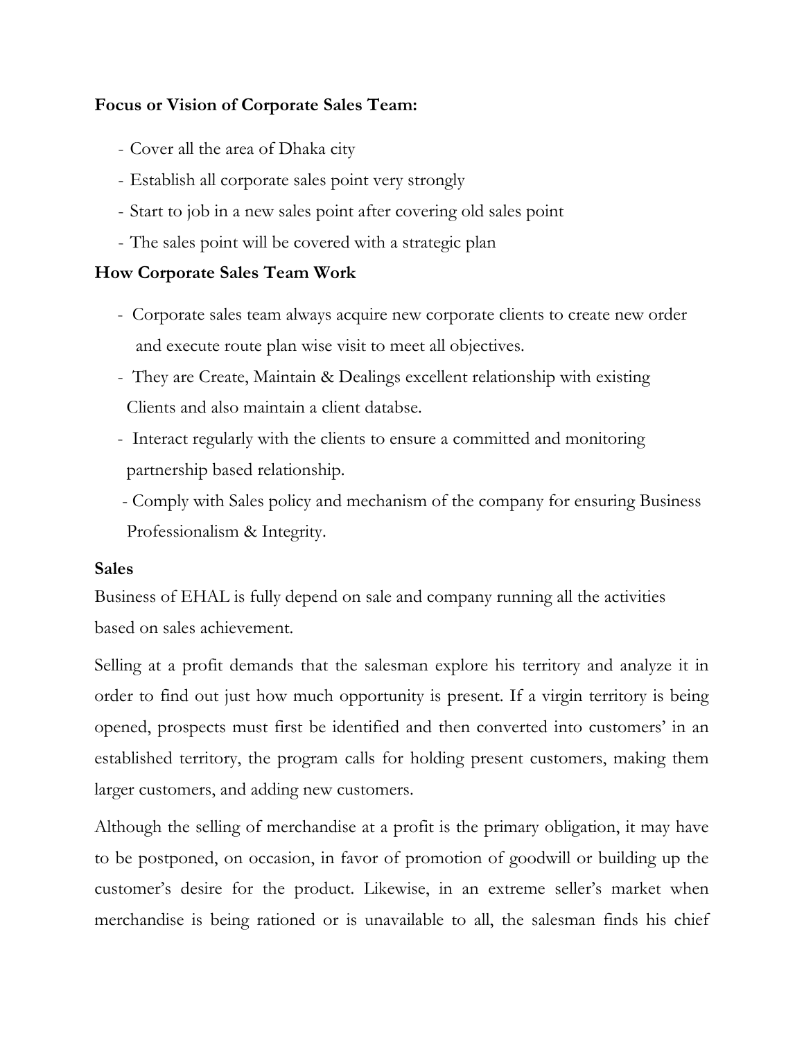**Focus or Vision of Corporate Sales Team:**

- Cover all the area of Dhaka city
- Establish all corporate sales point very strongly
- Start to job in a new sales point after covering old sales point
- The sales point will be covered with a strategic plan

**How Corporate Sales Team Work**

- Corporate sales team always acquire new corporate clients to create new order and execute route plan wise visit to meet all objectives.
- They are Create, Maintain & Dealings excellent relationship with existing Clients and also maintain a client databse.
- Interact regularly with the clients to ensure a committed and monitoring partnership based relationship.
- Comply with Sales policy and mechanism of the company for ensuring Business Professionalism & Integrity.

**Sales**

Business of EHAL is fully depend on sale and company running all the activities based on sales achievement.

Selling at a profit demands that the salesman explore his territory and analyze it in order to find out just how much opportunity is present. If a virgin territory is being opened, prospects must first be identified and then converted into customers' in an established territory, the program calls for holding present customers, making them larger customers, and adding new customers.

Although the selling of merchandise at a profit is the primary obligation, it may have to be postponed, on occasion, in favor of promotion of goodwill or building up the customer's desire for the product. Likewise, in an extreme seller's market when merchandise is being rationed or is unavailable to all, the salesman finds his chief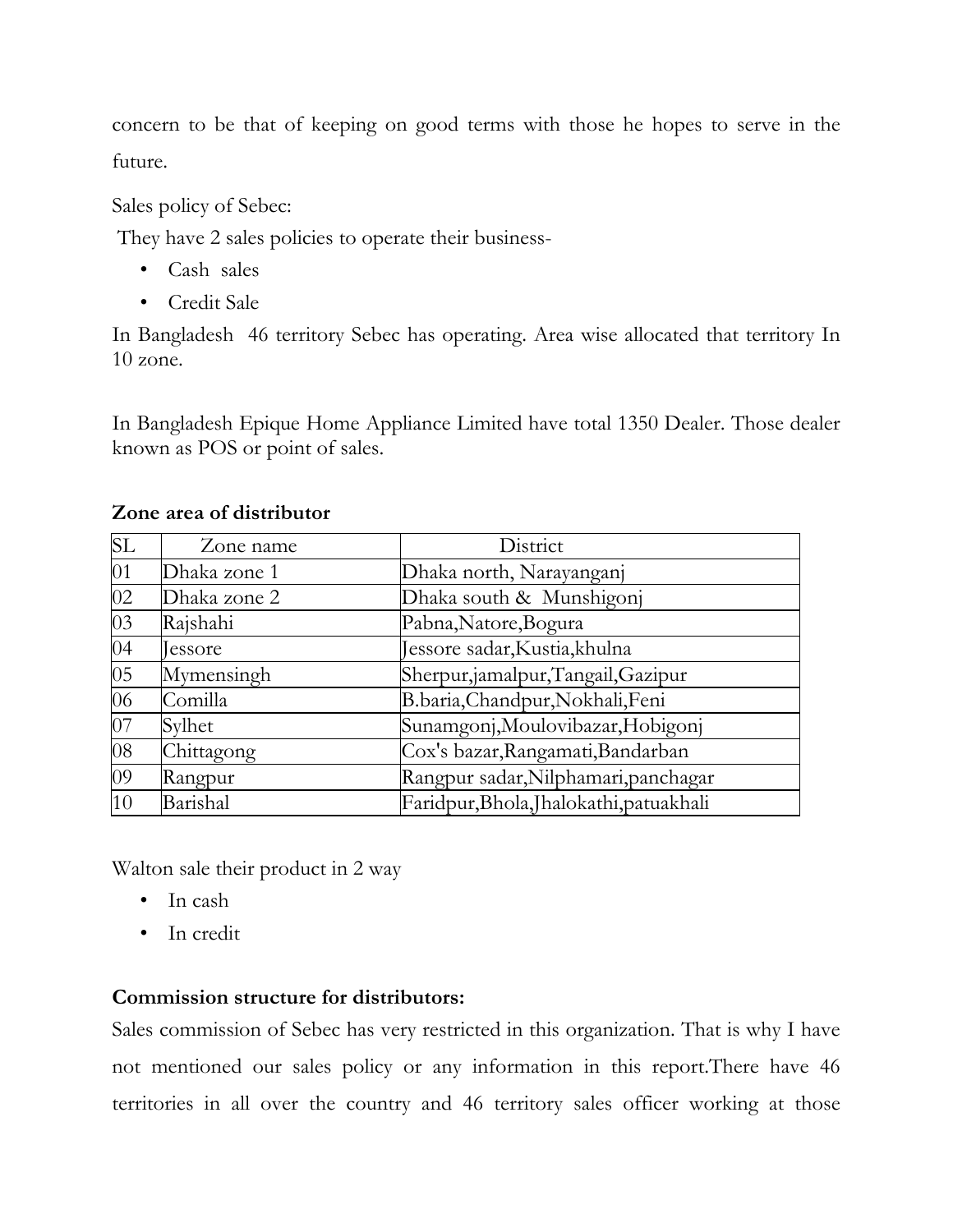concern to be that of keeping on good terms with those he hopes to serve in the future.

Sales policy of Sebec:

They have 2 sales policies to operate their business-

- Cash sales
- Credit Sale

In Bangladesh 46 territory Sebec has operating. Area wise allocated that territory In 10 zone.

In Bangladesh Epique Home Appliance Limited have total 1350 Dealer. Those dealer known as POS or point of sales.

**Zone area of distributor**

| SL | Zone name | District |
|---|---|---|
| 01 | Dhaka zone 1 | Dhaka north, Narayanganj |
| 02 | Dhaka zone 2 | Dhaka south & Munshigonj |
| 03 | Rajshahi | Pabna,Natore,Bogura |
| 04 | Jessore | Jessore sadar,Kustia,khulna |
| 05 | Mymensingh | Sherpur,jamalpur,Tangail,Gazipur |
| 06 | Comilla | B.baria,Chandpur,Nokhali,Feni |
| 07 | Sylhet | Sunamgonj,Moulovibazar,Hobigonj |
| 08 | Chittagong | Cox's bazar,Rangamati,Bandarban |
| 09 | Rangpur | Rangpur sadar,Nilphamari,panchagar |
| 10 | Barishal | Faridpur,Bhola,Jhalokathi,patuakhali |

Walton sale their product in 2 way

- In cash
- In credit

**Commission structure for distributors:**

Sales commission of Sebec has very restricted in this organization. That is why I have not mentioned our sales policy or any information in this report.There have 46 territories in all over the country and 46 territory sales officer working at those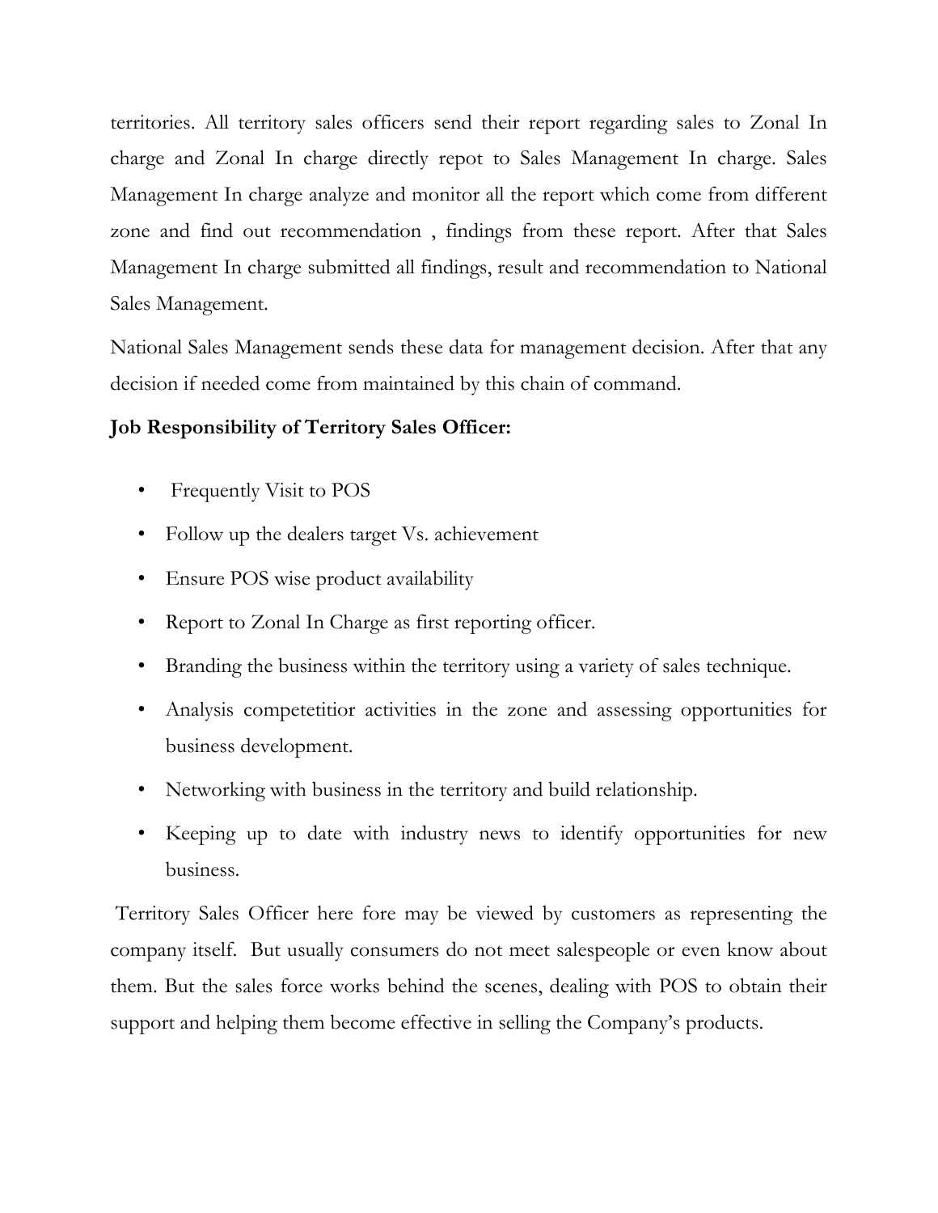territories. All territory sales officers send their report regarding sales to Zonal In charge and Zonal In charge directly repot to Sales Management In charge. Sales Management In charge analyze and monitor all the report which come from different zone and find out recommendation , findings from these report. After that Sales Management In charge submitted all findings, result and recommendation to National Sales Management.

National Sales Management sends these data for management decision. After that any decision if needed come from maintained by this chain of command.

**Job Responsibility of Territory Sales Officer:**

- Frequently Visit to POS
- Follow up the dealers target Vs. achievement
- Ensure POS wise product availability
- Report to Zonal In Charge as first reporting officer.
- Branding the business within the territory using a variety of sales technique.
- Analysis competetitior activities in the zone and assessing opportunities for business development.
- Networking with business in the territory and build relationship.
- Keeping up to date with industry news to identify opportunities for new business.

Territory Sales Officer here fore may be viewed by customers as representing the company itself. But usually consumers do not meet salespeople or even know about them. But the sales force works behind the scenes, dealing with POS to obtain their support and helping them become effective in selling the Company's products.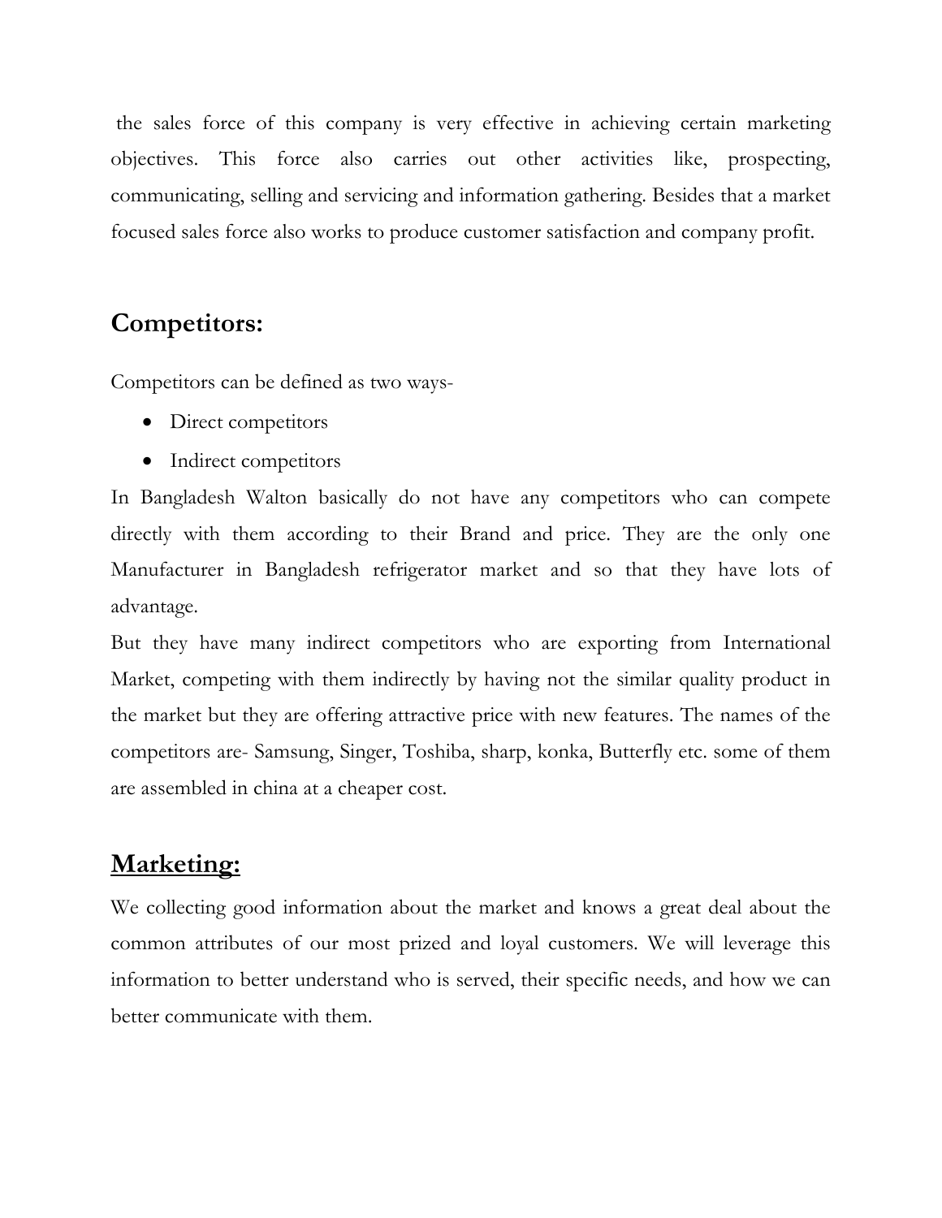the sales force of this company is very effective in achieving certain marketing objectives. This force also carries out other activities like, prospecting, communicating, selling and servicing and information gathering. Besides that a market focused sales force also works to produce customer satisfaction and company profit.

## Competitors:

Competitors can be defined as two ways-

- Direct competitors
- Indirect competitors

In Bangladesh Walton basically do not have any competitors who can compete directly with them according to their Brand and price. They are the only one Manufacturer in Bangladesh refrigerator market and so that they have lots of advantage.

But they have many indirect competitors who are exporting from International Market, competing with them indirectly by having not the similar quality product in the market but they are offering attractive price with new features. The names of the competitors are- Samsung, Singer, Toshiba, sharp, konka, Butterfly etc. some of them are assembled in china at a cheaper cost.

## Marketing:

We collecting good information about the market and knows a great deal about the common attributes of our most prized and loyal customers. We will leverage this information to better understand who is served, their specific needs, and how we can better communicate with them.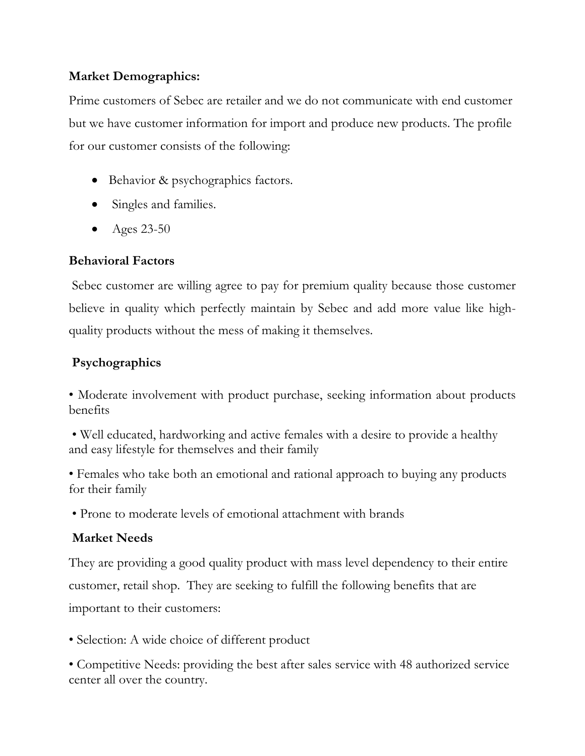**Market Demographics:**

Prime customers of Sebec are retailer and we do not communicate with end customer but we have customer information for import and produce new products. The profile for our customer consists of the following:

- Behavior & psychographics factors.
- Singles and families.
- Ages 23-50

**Behavioral Factors**

Sebec customer are willing agree to pay for premium quality because those customer believe in quality which perfectly maintain by Sebec and add more value like high-quality products without the mess of making it themselves.

**Psychographics**

• Moderate involvement with product purchase, seeking information about products benefits

• Well educated, hardworking and active females with a desire to provide a healthy and easy lifestyle for themselves and their family

• Females who take both an emotional and rational approach to buying any products for their family

• Prone to moderate levels of emotional attachment with brands

**Market Needs**

They are providing a good quality product with mass level dependency to their entire customer, retail shop. They are seeking to fulfill the following benefits that are important to their customers:

• Selection: A wide choice of different product

• Competitive Needs: providing the best after sales service with 48 authorized service center all over the country.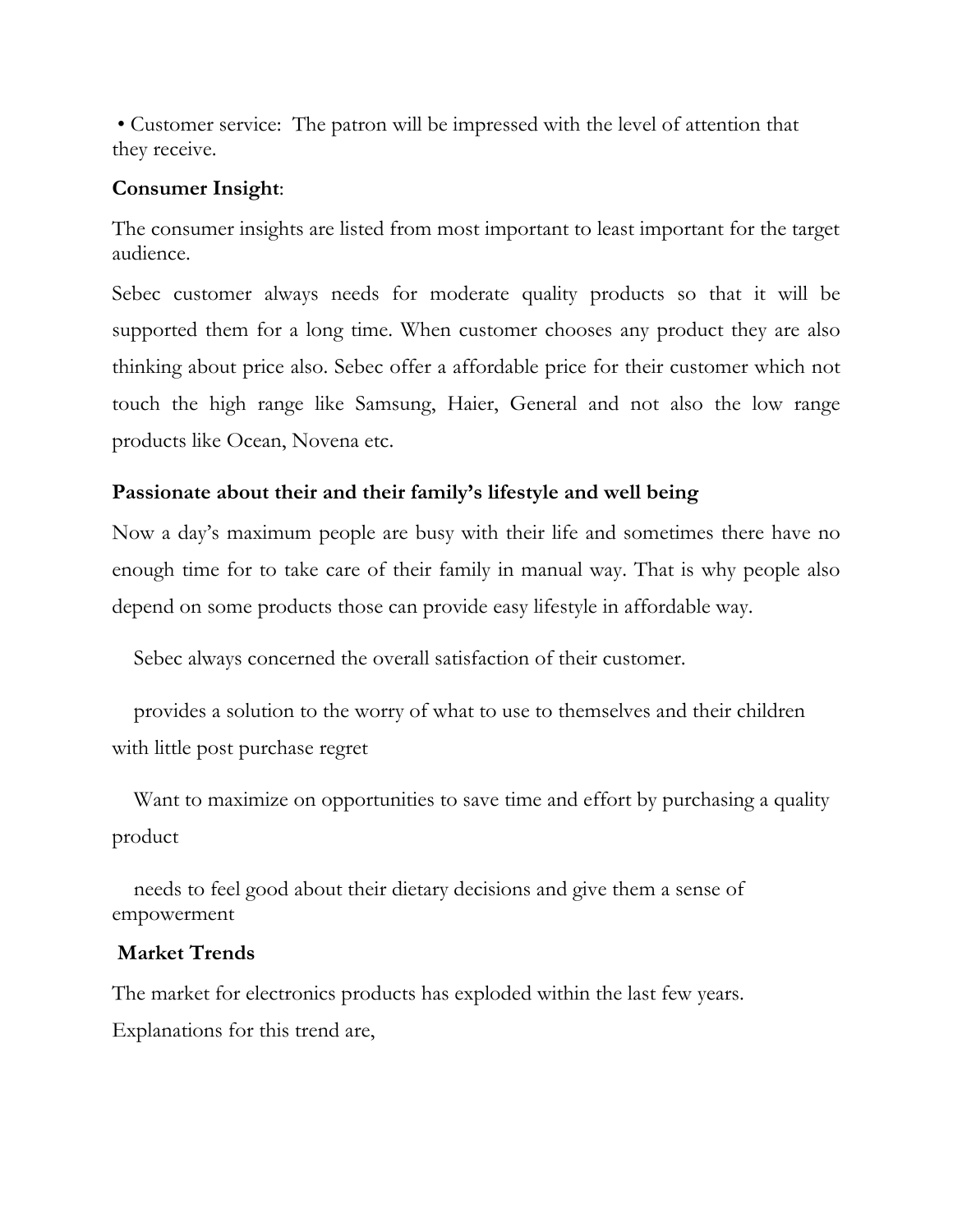• Customer service: The patron will be impressed with the level of attention that they receive.

**Consumer Insight**:

The consumer insights are listed from most important to least important for the target audience.

Sebec customer always needs for moderate quality products so that it will be supported them for a long time. When customer chooses any product they are also thinking about price also. Sebec offer a affordable price for their customer which not touch the high range like Samsung, Haier, General and not also the low range products like Ocean, Novena etc.

**Passionate about their and their family's lifestyle and well being**

Now a day's maximum people are busy with their life and sometimes there have no enough time for to take care of their family in manual way. That is why people also depend on some products those can provide easy lifestyle in affordable way.

Sebec always concerned the overall satisfaction of their customer.

provides a solution to the worry of what to use to themselves and their children with little post purchase regret

Want to maximize on opportunities to save time and effort by purchasing a quality product

needs to feel good about their dietary decisions and give them a sense of empowerment

**Market Trends**

The market for electronics products has exploded within the last few years.

Explanations for this trend are,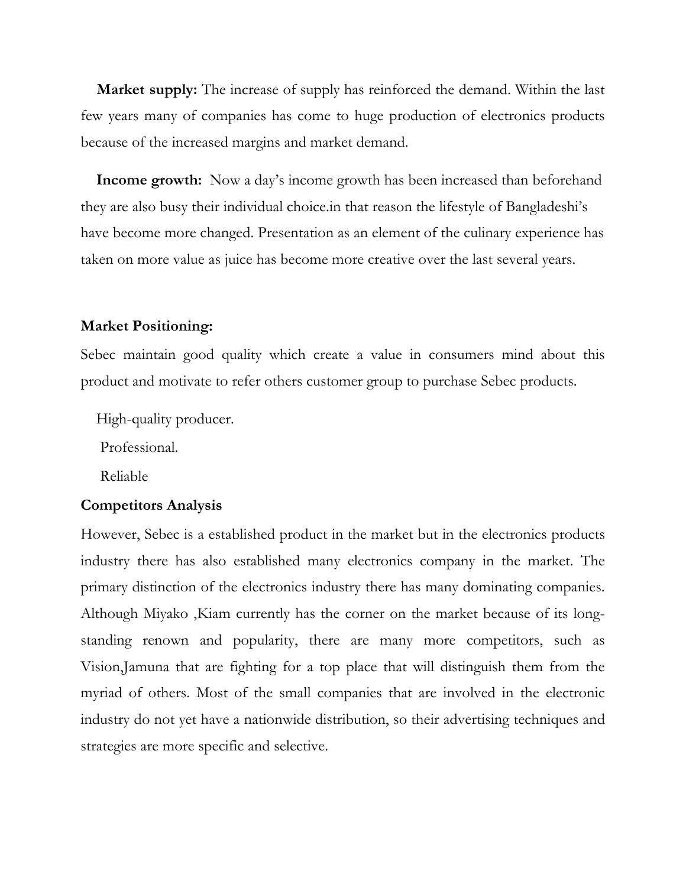**Market supply:** The increase of supply has reinforced the demand. Within the last few years many of companies has come to huge production of electronics products because of the increased margins and market demand.

**Income growth:** Now a day's income growth has been increased than beforehand they are also busy their individual choice.in that reason the lifestyle of Bangladeshi's have become more changed. Presentation as an element of the culinary experience has taken on more value as juice has become more creative over the last several years.

**Market Positioning:**

Sebec maintain good quality which create a value in consumers mind about this product and motivate to refer others customer group to purchase Sebec products.

High-quality producer.

Professional.

Reliable

**Competitors Analysis**

However, Sebec is a established product in the market but in the electronics products industry there has also established many electronics company in the market. The primary distinction of the electronics industry there has many dominating companies. Although Miyako ,Kiam currently has the corner on the market because of its long-standing renown and popularity, there are many more competitors, such as Vision,Jamuna that are fighting for a top place that will distinguish them from the myriad of others. Most of the small companies that are involved in the electronic industry do not yet have a nationwide distribution, so their advertising techniques and strategies are more specific and selective.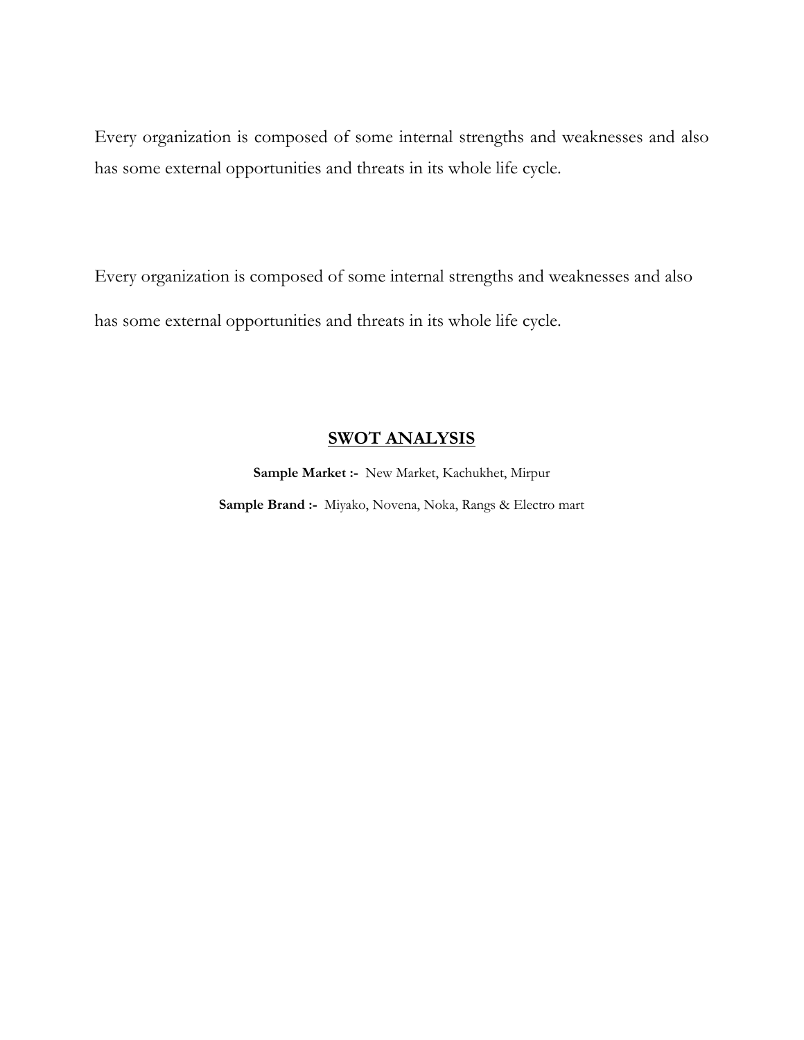Every organization is composed of some internal strengths and weaknesses and also has some external opportunities and threats in its whole life cycle.

Every organization is composed of some internal strengths and weaknesses and also has some external opportunities and threats in its whole life cycle.

## SWOT ANALYSIS

**Sample Market :-** New Market, Kachukhet, Mirpur

**Sample Brand :-** Miyako, Novena, Noka, Rangs & Electro mart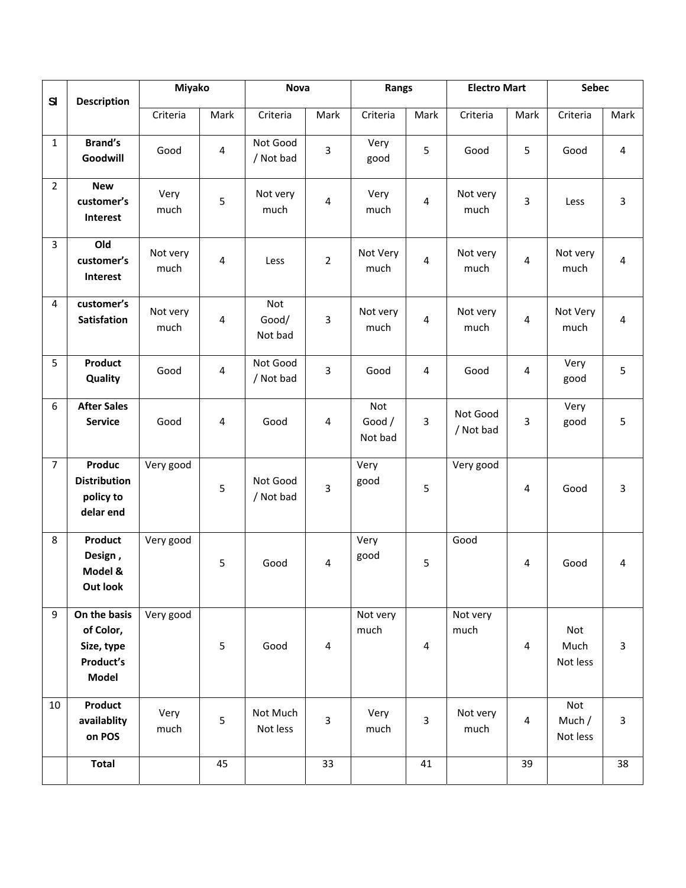| Sl | Description | Miyako | | Nova | | Rangs | | Electro Mart | | Sebec | |
|---|---|---|---|---|---|---|---|---|---|---|---|
| | | Criteria | Mark | Criteria | Mark | Criteria | Mark | Criteria | Mark | Criteria | Mark |
| 1 | **Brand's Goodwill** | Good | 4 | Not Good / Not bad | 3 | Very good | 5 | Good | 5 | Good | 4 |
| 2 | **New customer's Interest** | Very much | 5 | Not very much | 4 | Very much | 4 | Not very much | 3 | Less | 3 |
| 3 | **Old customer's Interest** | Not very much | 4 | Less | 2 | Not Very much | 4 | Not very much | 4 | Not very much | 4 |
| 4 | **customer's Satisfation** | Not very much | 4 | Not Good/ Not bad | 3 | Not very much | 4 | Not very much | 4 | Not Very much | 4 |
| 5 | **Product Quality** | Good | 4 | Not Good / Not bad | 3 | Good | 4 | Good | 4 | Very good | 5 |
| 6 | **After Sales Service** | Good | 4 | Good | 4 | Not Good / Not bad | 3 | Not Good / Not bad | 3 | Very good | 5 |
| 7 | **Produc Distribution policy to delar end** | Very good | 5 | Not Good / Not bad | 3 | Very good | 5 | Very good | 4 | Good | 3 |
| 8 | **Product Design , Model & Out look** | Very good | 5 | Good | 4 | Very good | 5 | Good | 4 | Good | 4 |
| 9 | **On the basis of Color, Size, type Product's Model** | Very good | 5 | Good | 4 | Not very much | 4 | Not very much | 4 | Not Much Not less | 3 |
| 10 | **Product availablity on POS** | Very much | 5 | Not Much Not less | 3 | Very much | 3 | Not very much | 4 | Not Much / Not less | 3 |
| | **Total** | | 45 | | 33 | | 41 | | 39 | | 38 |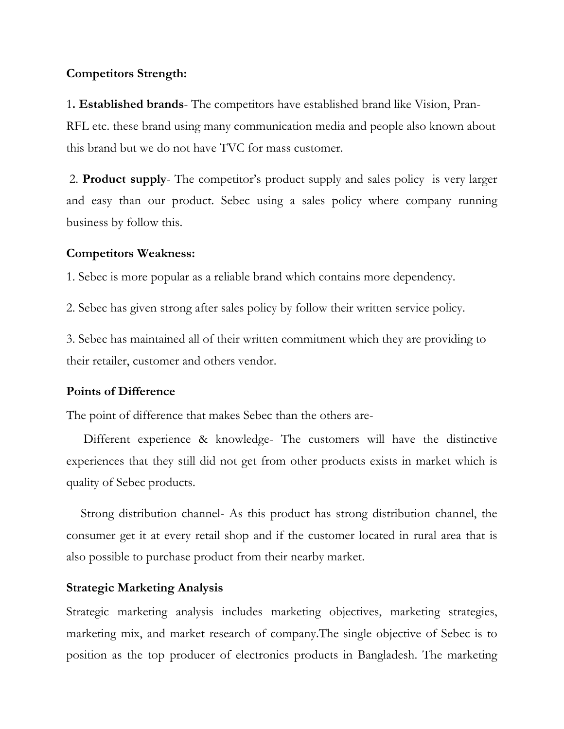**Competitors Strength:**

1**. Established brands**- The competitors have established brand like Vision, Pran-RFL etc. these brand using many communication media and people also known about this brand but we do not have TVC for mass customer.

2. **Product supply**- The competitor's product supply and sales policy is very larger and easy than our product. Sebec using a sales policy where company running business by follow this.

**Competitors Weakness:**

1. Sebec is more popular as a reliable brand which contains more dependency.

2. Sebec has given strong after sales policy by follow their written service policy.

3. Sebec has maintained all of their written commitment which they are providing to their retailer, customer and others vendor.

**Points of Difference**

The point of difference that makes Sebec than the others are-

Different experience & knowledge- The customers will have the distinctive experiences that they still did not get from other products exists in market which is quality of Sebec products.

Strong distribution channel- As this product has strong distribution channel, the consumer get it at every retail shop and if the customer located in rural area that is also possible to purchase product from their nearby market.

**Strategic Marketing Analysis**

Strategic marketing analysis includes marketing objectives, marketing strategies, marketing mix, and market research of company.The single objective of Sebec is to position as the top producer of electronics products in Bangladesh. The marketing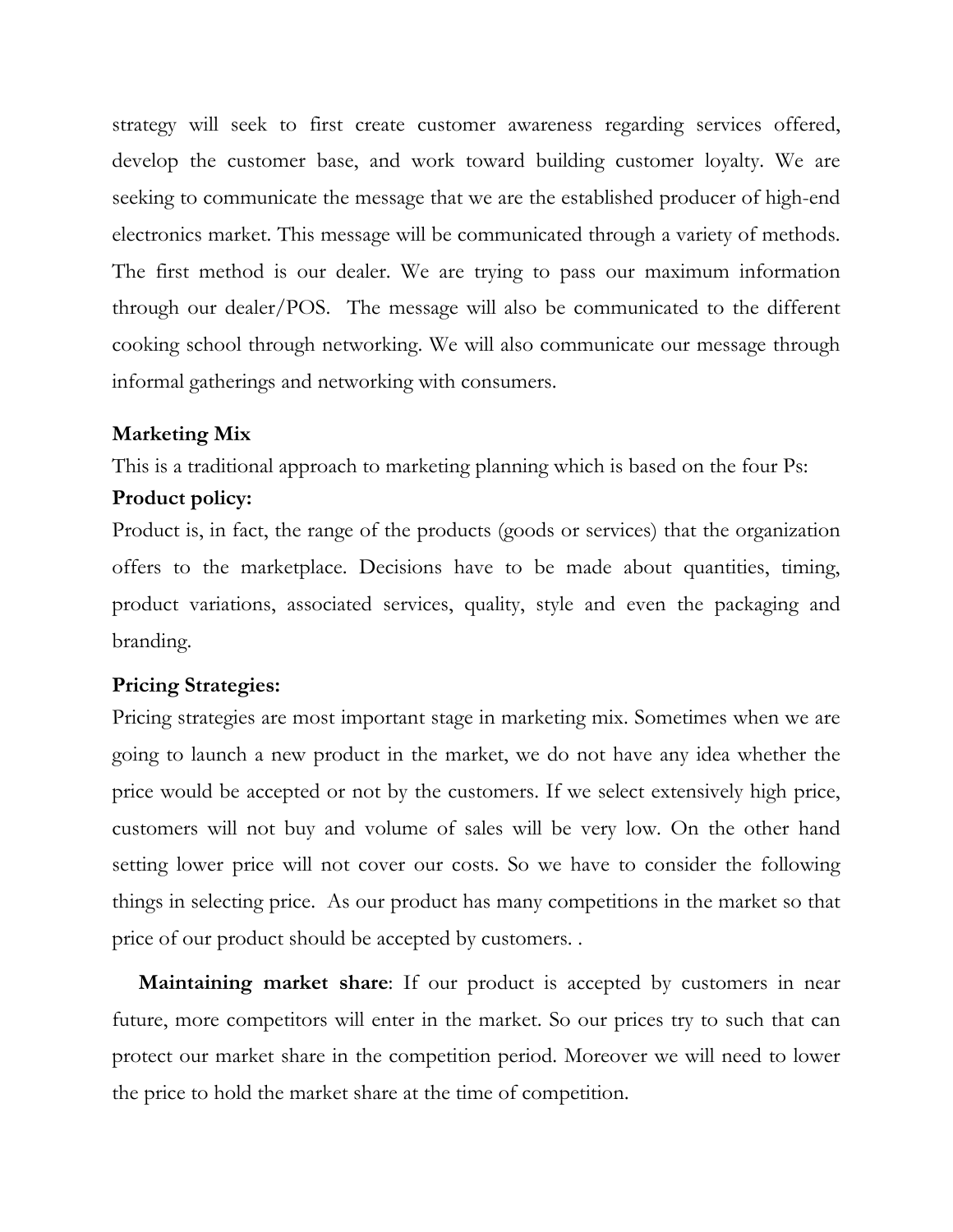strategy will seek to first create customer awareness regarding services offered, develop the customer base, and work toward building customer loyalty. We are seeking to communicate the message that we are the established producer of high-end electronics market. This message will be communicated through a variety of methods. The first method is our dealer. We are trying to pass our maximum information through our dealer/POS. The message will also be communicated to the different cooking school through networking. We will also communicate our message through informal gatherings and networking with consumers.

**Marketing Mix**

This is a traditional approach to marketing planning which is based on the four Ps:

**Product policy:**

Product is, in fact, the range of the products (goods or services) that the organization offers to the marketplace. Decisions have to be made about quantities, timing, product variations, associated services, quality, style and even the packaging and branding.

**Pricing Strategies:**

Pricing strategies are most important stage in marketing mix. Sometimes when we are going to launch a new product in the market, we do not have any idea whether the price would be accepted or not by the customers. If we select extensively high price, customers will not buy and volume of sales will be very low. On the other hand setting lower price will not cover our costs. So we have to consider the following things in selecting price. As our product has many competitions in the market so that price of our product should be accepted by customers. .

**Maintaining market share**: If our product is accepted by customers in near future, more competitors will enter in the market. So our prices try to such that can protect our market share in the competition period. Moreover we will need to lower the price to hold the market share at the time of competition.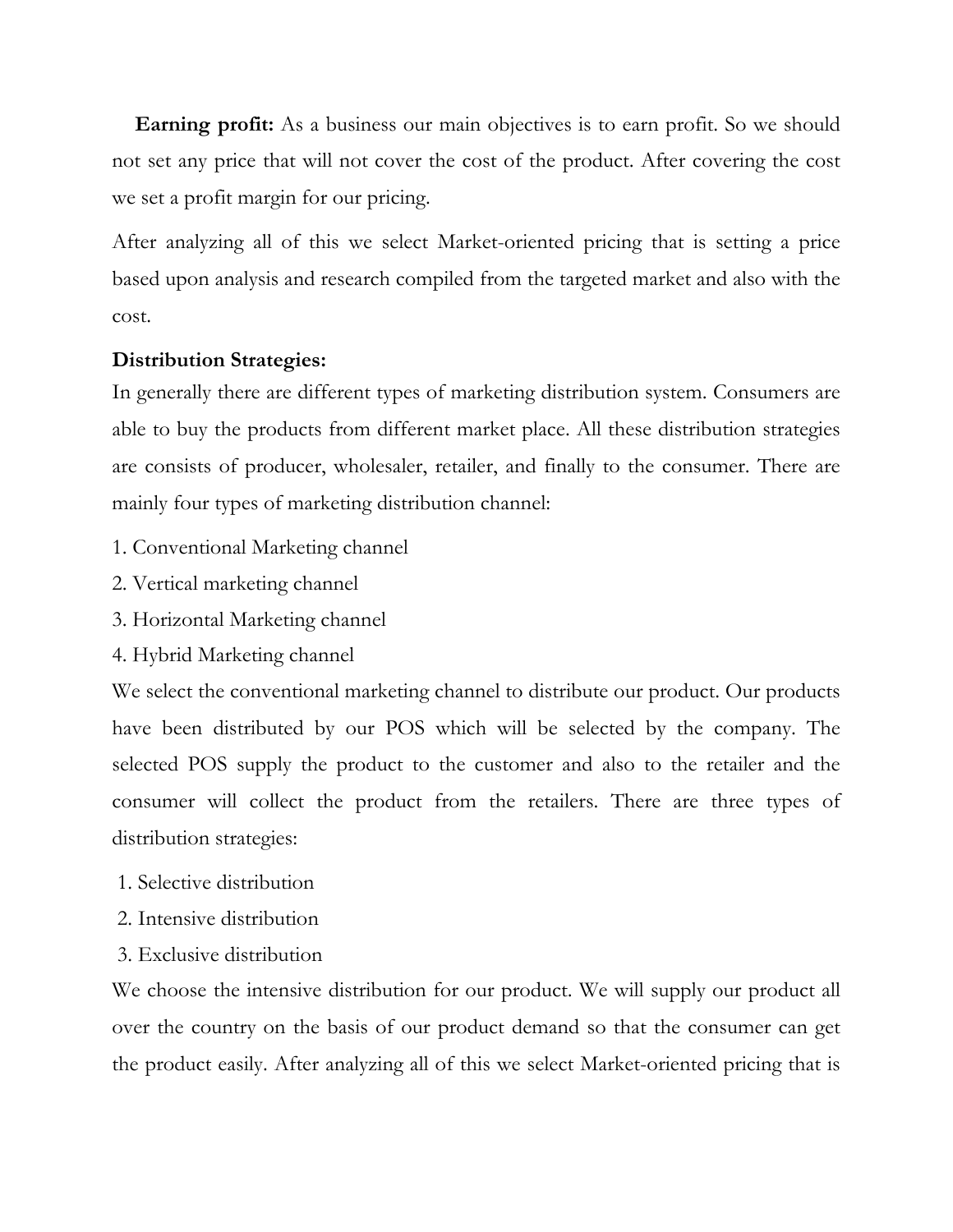**Earning profit:** As a business our main objectives is to earn profit. So we should not set any price that will not cover the cost of the product. After covering the cost we set a profit margin for our pricing.

After analyzing all of this we select Market-oriented pricing that is setting a price based upon analysis and research compiled from the targeted market and also with the cost.

**Distribution Strategies:**

In generally there are different types of marketing distribution system. Consumers are able to buy the products from different market place. All these distribution strategies are consists of producer, wholesaler, retailer, and finally to the consumer. There are mainly four types of marketing distribution channel:

1. Conventional Marketing channel
2. Vertical marketing channel
3. Horizontal Marketing channel
4. Hybrid Marketing channel

We select the conventional marketing channel to distribute our product. Our products have been distributed by our POS which will be selected by the company. The selected POS supply the product to the customer and also to the retailer and the consumer will collect the product from the retailers. There are three types of distribution strategies:

1. Selective distribution
2. Intensive distribution
3. Exclusive distribution

We choose the intensive distribution for our product. We will supply our product all over the country on the basis of our product demand so that the consumer can get the product easily. After analyzing all of this we select Market-oriented pricing that is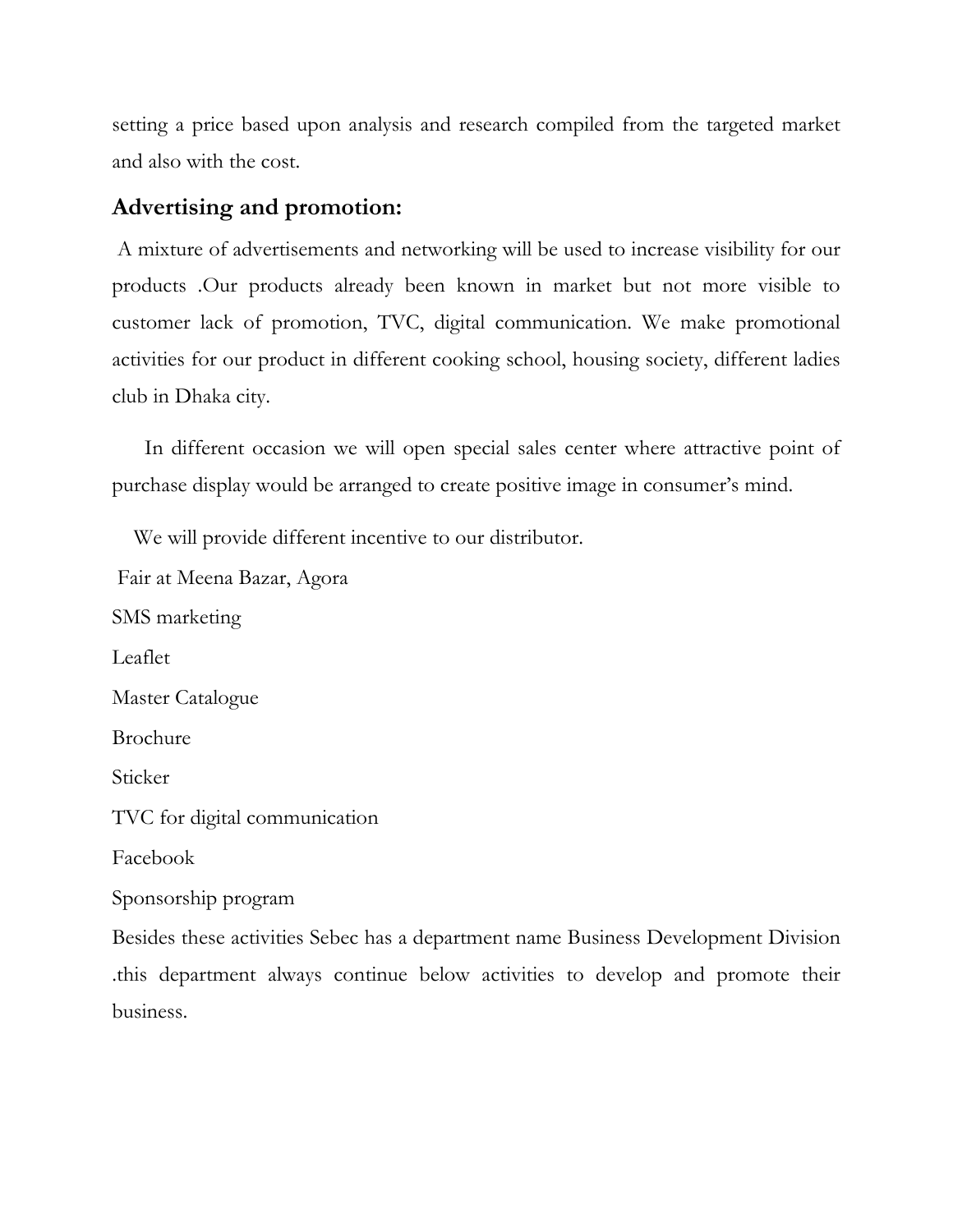setting a price based upon analysis and research compiled from the targeted market and also with the cost.

## Advertising and promotion:

A mixture of advertisements and networking will be used to increase visibility for our products .Our products already been known in market but not more visible to customer lack of promotion, TVC, digital communication. We make promotional activities for our product in different cooking school, housing society, different ladies club in Dhaka city.

In different occasion we will open special sales center where attractive point of purchase display would be arranged to create positive image in consumer's mind.

We will provide different incentive to our distributor.

Fair at Meena Bazar, Agora

SMS marketing

Leaflet

Master Catalogue

Brochure

Sticker

TVC for digital communication

Facebook

Sponsorship program

Besides these activities Sebec has a department name Business Development Division .this department always continue below activities to develop and promote their business.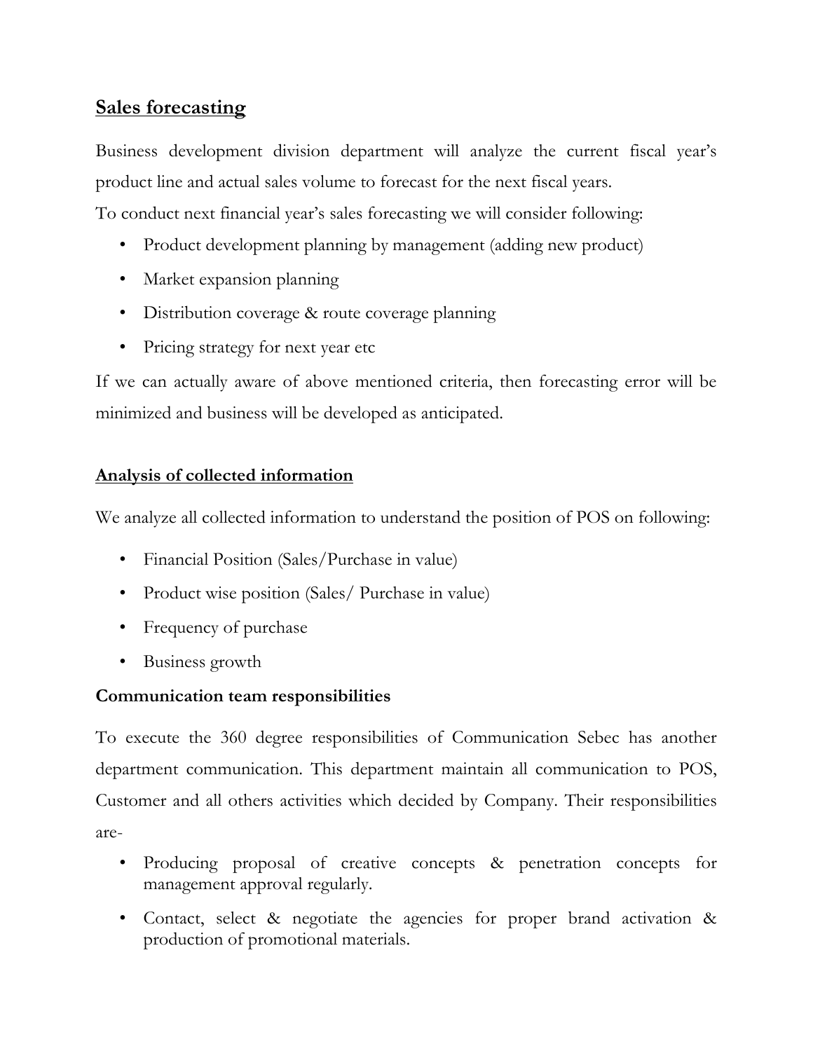## Sales forecasting

Business development division department will analyze the current fiscal year's product line and actual sales volume to forecast for the next fiscal years.

To conduct next financial year's sales forecasting we will consider following:

- Product development planning by management (adding new product)
- Market expansion planning
- Distribution coverage & route coverage planning
- Pricing strategy for next year etc

If we can actually aware of above mentioned criteria, then forecasting error will be minimized and business will be developed as anticipated.

## Analysis of collected information

We analyze all collected information to understand the position of POS on following:

- Financial Position (Sales/Purchase in value)
- Product wise position (Sales/ Purchase in value)
- Frequency of purchase
- Business growth

**Communication team responsibilities**

To execute the 360 degree responsibilities of Communication Sebec has another department communication. This department maintain all communication to POS, Customer and all others activities which decided by Company. Their responsibilities are-

- Producing proposal of creative concepts & penetration concepts for management approval regularly.
- Contact, select & negotiate the agencies for proper brand activation & production of promotional materials.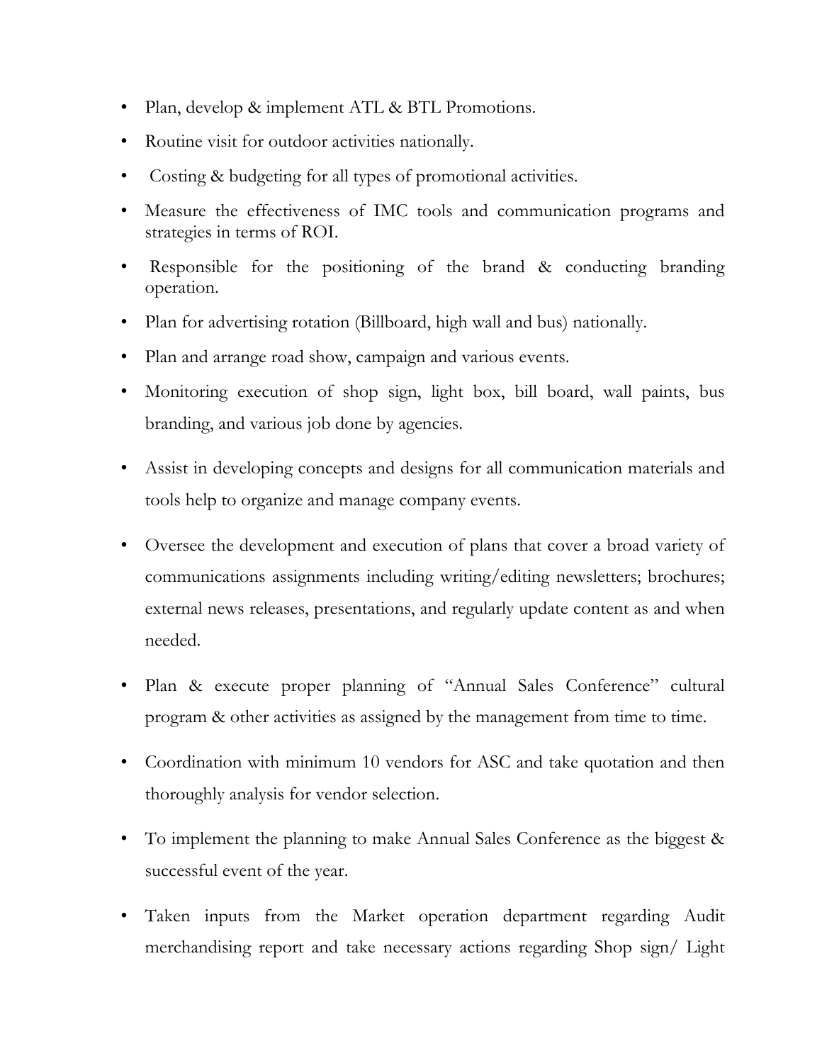- Plan, develop & implement ATL & BTL Promotions.
- Routine visit for outdoor activities nationally.
- Costing & budgeting for all types of promotional activities.
- Measure the effectiveness of IMC tools and communication programs and strategies in terms of ROI.
- Responsible for the positioning of the brand & conducting branding operation.
- Plan for advertising rotation (Billboard, high wall and bus) nationally.
- Plan and arrange road show, campaign and various events.
- Monitoring execution of shop sign, light box, bill board, wall paints, bus branding, and various job done by agencies.
- Assist in developing concepts and designs for all communication materials and tools help to organize and manage company events.
- Oversee the development and execution of plans that cover a broad variety of communications assignments including writing/editing newsletters; brochures; external news releases, presentations, and regularly update content as and when needed.
- Plan & execute proper planning of "Annual Sales Conference" cultural program & other activities as assigned by the management from time to time.
- Coordination with minimum 10 vendors for ASC and take quotation and then thoroughly analysis for vendor selection.
- To implement the planning to make Annual Sales Conference as the biggest & successful event of the year.
- Taken inputs from the Market operation department regarding Audit merchandising report and take necessary actions regarding Shop sign/ Light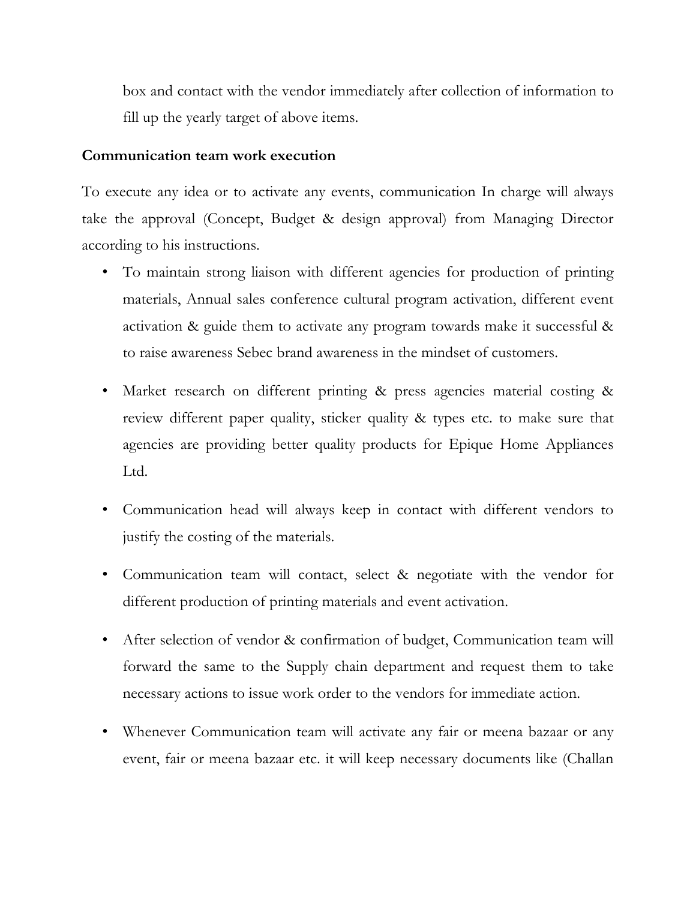box and contact with the vendor immediately after collection of information to fill up the yearly target of above items.

**Communication team work execution**

To execute any idea or to activate any events, communication In charge will always take the approval (Concept, Budget & design approval) from Managing Director according to his instructions.

- To maintain strong liaison with different agencies for production of printing materials, Annual sales conference cultural program activation, different event activation & guide them to activate any program towards make it successful & to raise awareness Sebec brand awareness in the mindset of customers.

- Market research on different printing & press agencies material costing & review different paper quality, sticker quality & types etc. to make sure that agencies are providing better quality products for Epique Home Appliances Ltd.

- Communication head will always keep in contact with different vendors to justify the costing of the materials.

- Communication team will contact, select & negotiate with the vendor for different production of printing materials and event activation.

- After selection of vendor & confirmation of budget, Communication team will forward the same to the Supply chain department and request them to take necessary actions to issue work order to the vendors for immediate action.

- Whenever Communication team will activate any fair or meena bazaar or any event, fair or meena bazaar etc. it will keep necessary documents like (Challan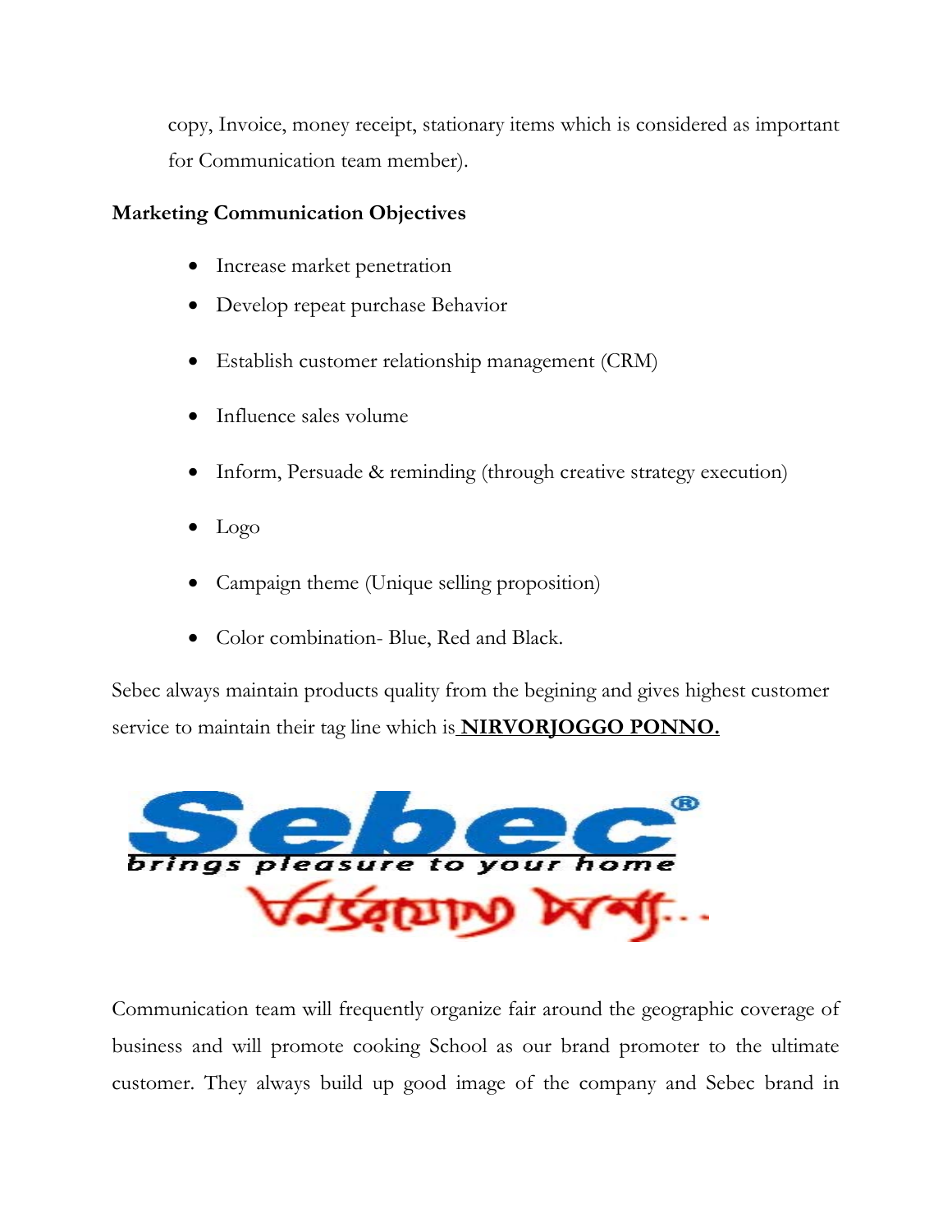copy, Invoice, money receipt, stationary items which is considered as important for Communication team member).

**Marketing Communication Objectives**

- Increase market penetration
- Develop repeat purchase Behavior
- Establish customer relationship management (CRM)
- Influence sales volume
- Inform, Persuade & reminding (through creative strategy execution)
- Logo
- Campaign theme (Unique selling proposition)
- Color combination- Blue, Red and Black.

Sebec always maintain products quality from the begining and gives highest customer service to maintain their tag line which is **NIRVORJOGGO PONNO.**

Communication team will frequently organize fair around the geographic coverage of business and will promote cooking School as our brand promoter to the ultimate customer. They always build up good image of the company and Sebec brand in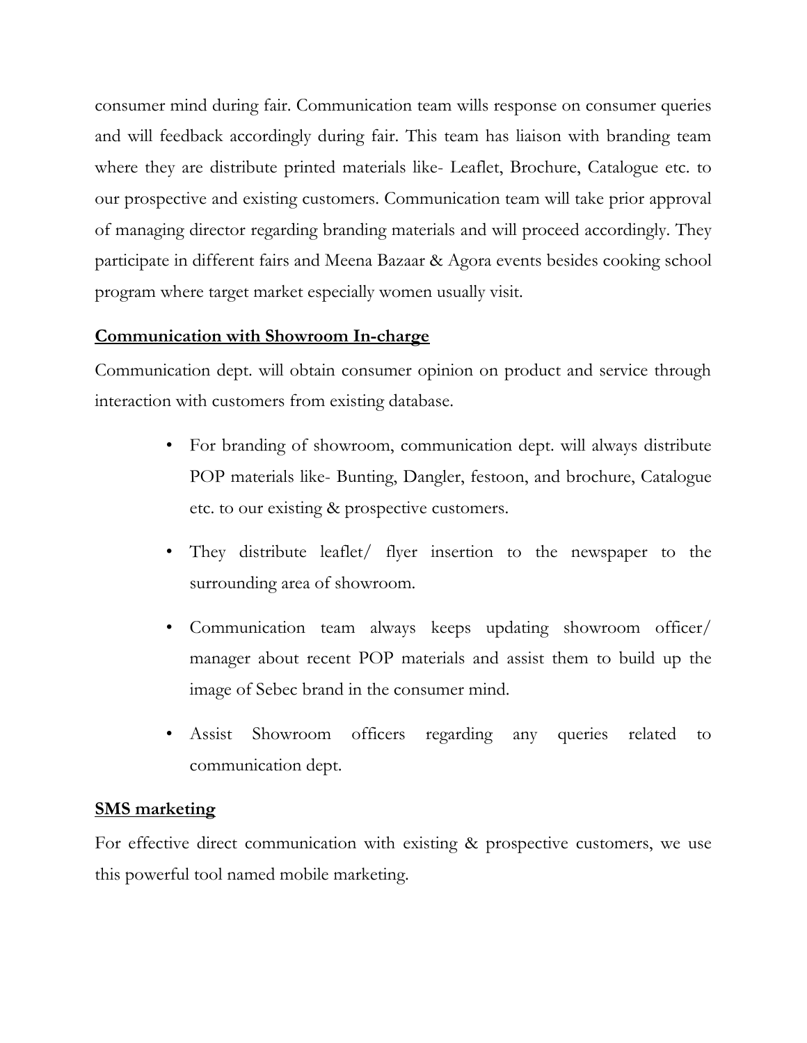consumer mind during fair. Communication team wills response on consumer queries and will feedback accordingly during fair. This team has liaison with branding team where they are distribute printed materials like- Leaflet, Brochure, Catalogue etc. to our prospective and existing customers. Communication team will take prior approval of managing director regarding branding materials and will proceed accordingly. They participate in different fairs and Meena Bazaar & Agora events besides cooking school program where target market especially women usually visit.

**Communication with Showroom In-charge**

Communication dept. will obtain consumer opinion on product and service through interaction with customers from existing database.

- For branding of showroom, communication dept. will always distribute POP materials like- Bunting, Dangler, festoon, and brochure, Catalogue etc. to our existing & prospective customers.
- They distribute leaflet/ flyer insertion to the newspaper to the surrounding area of showroom.
- Communication team always keeps updating showroom officer/ manager about recent POP materials and assist them to build up the image of Sebec brand in the consumer mind.
- Assist Showroom officers regarding any queries related to communication dept.

**SMS marketing**

For effective direct communication with existing & prospective customers, we use this powerful tool named mobile marketing.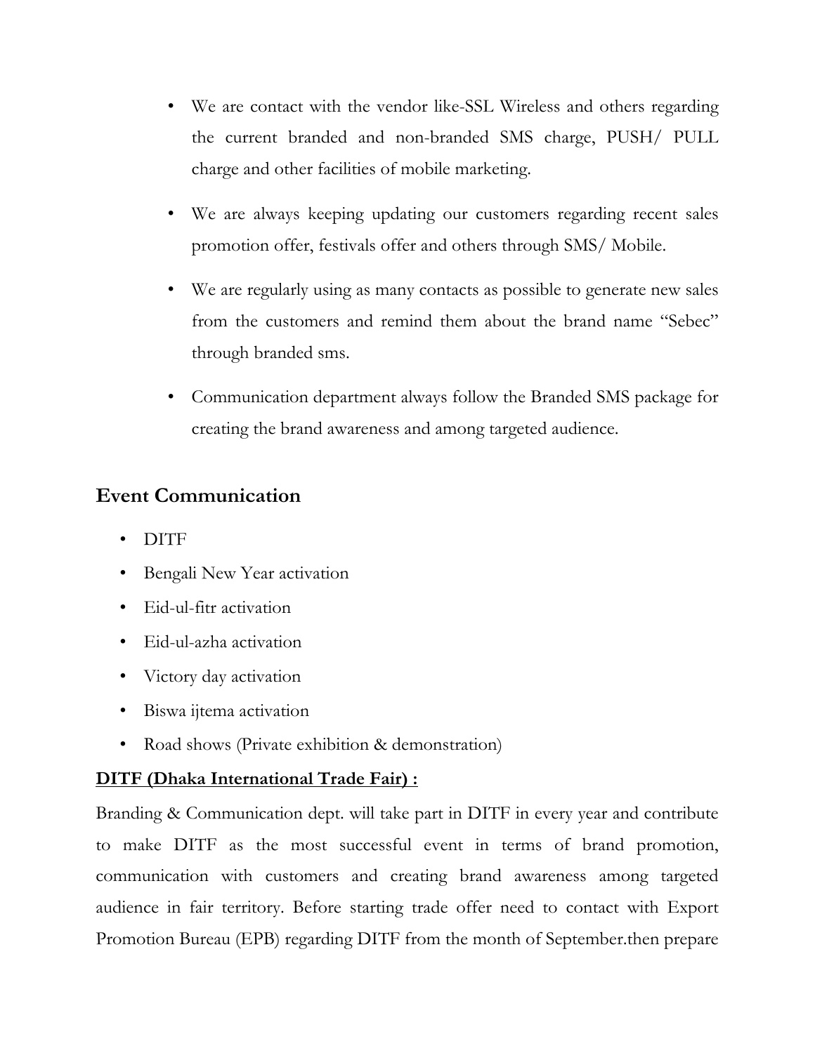- We are contact with the vendor like-SSL Wireless and others regarding the current branded and non-branded SMS charge, PUSH/ PULL charge and other facilities of mobile marketing.
- We are always keeping updating our customers regarding recent sales promotion offer, festivals offer and others through SMS/ Mobile.
- We are regularly using as many contacts as possible to generate new sales from the customers and remind them about the brand name "Sebec" through branded sms.
- Communication department always follow the Branded SMS package for creating the brand awareness and among targeted audience.

## Event Communication

- DITF
- Bengali New Year activation
- Eid-ul-fitr activation
- Eid-ul-azha activation
- Victory day activation
- Biswa ijtema activation
- Road shows (Private exhibition & demonstration)

**DITF (Dhaka International Trade Fair) :**

Branding & Communication dept. will take part in DITF in every year and contribute to make DITF as the most successful event in terms of brand promotion, communication with customers and creating brand awareness among targeted audience in fair territory. Before starting trade offer need to contact with Export Promotion Bureau (EPB) regarding DITF from the month of September.then prepare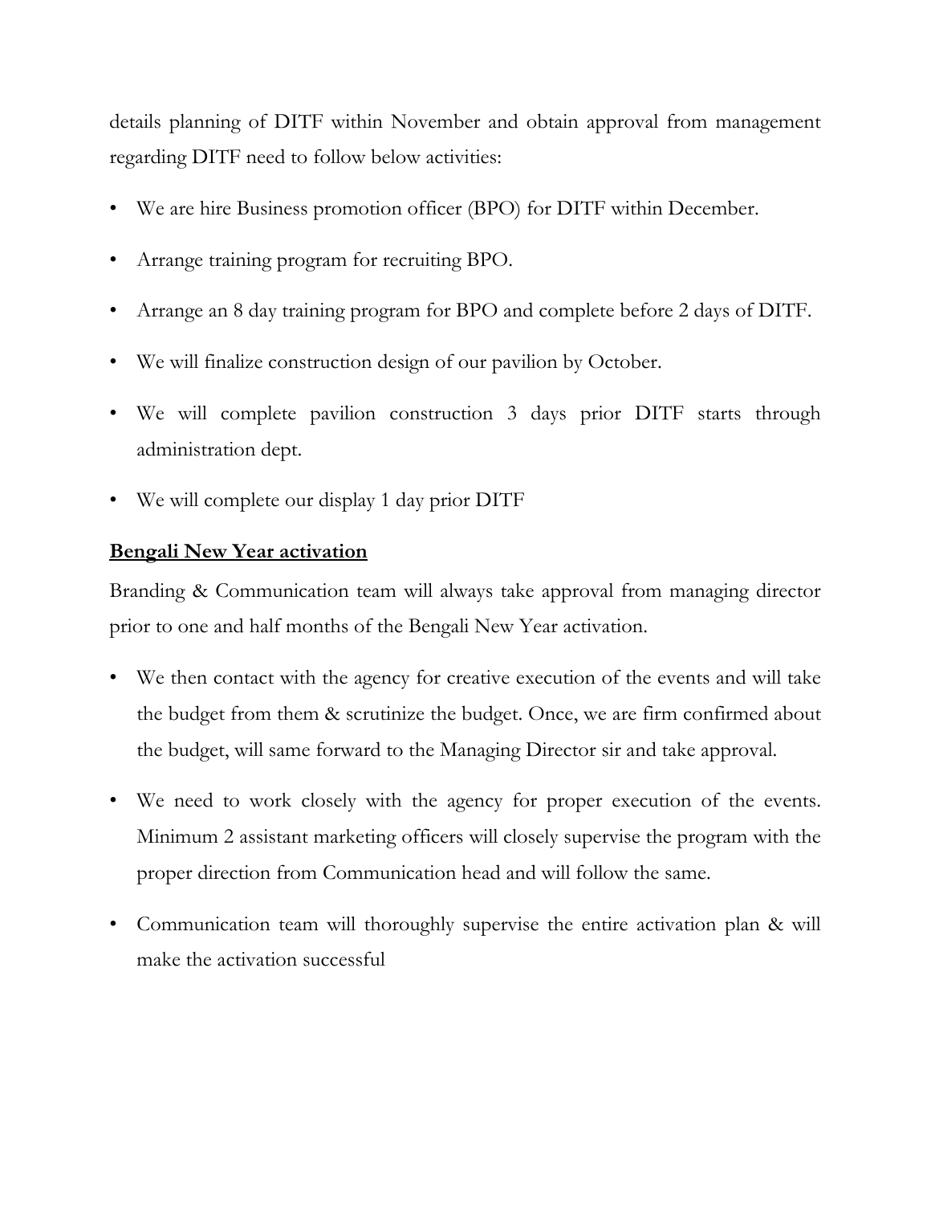details planning of DITF within November and obtain approval from management regarding DITF need to follow below activities:

- We are hire Business promotion officer (BPO) for DITF within December.
- Arrange training program for recruiting BPO.
- Arrange an 8 day training program for BPO and complete before 2 days of DITF.
- We will finalize construction design of our pavilion by October.
- We will complete pavilion construction 3 days prior DITF starts through administration dept.
- We will complete our display 1 day prior DITF

**<u>Bengali New Year activation</u>**

Branding & Communication team will always take approval from managing director prior to one and half months of the Bengali New Year activation.

- We then contact with the agency for creative execution of the events and will take the budget from them & scrutinize the budget. Once, we are firm confirmed about the budget, will same forward to the Managing Director sir and take approval.
- We need to work closely with the agency for proper execution of the events. Minimum 2 assistant marketing officers will closely supervise the program with the proper direction from Communication head and will follow the same.
- Communication team will thoroughly supervise the entire activation plan & will make the activation successful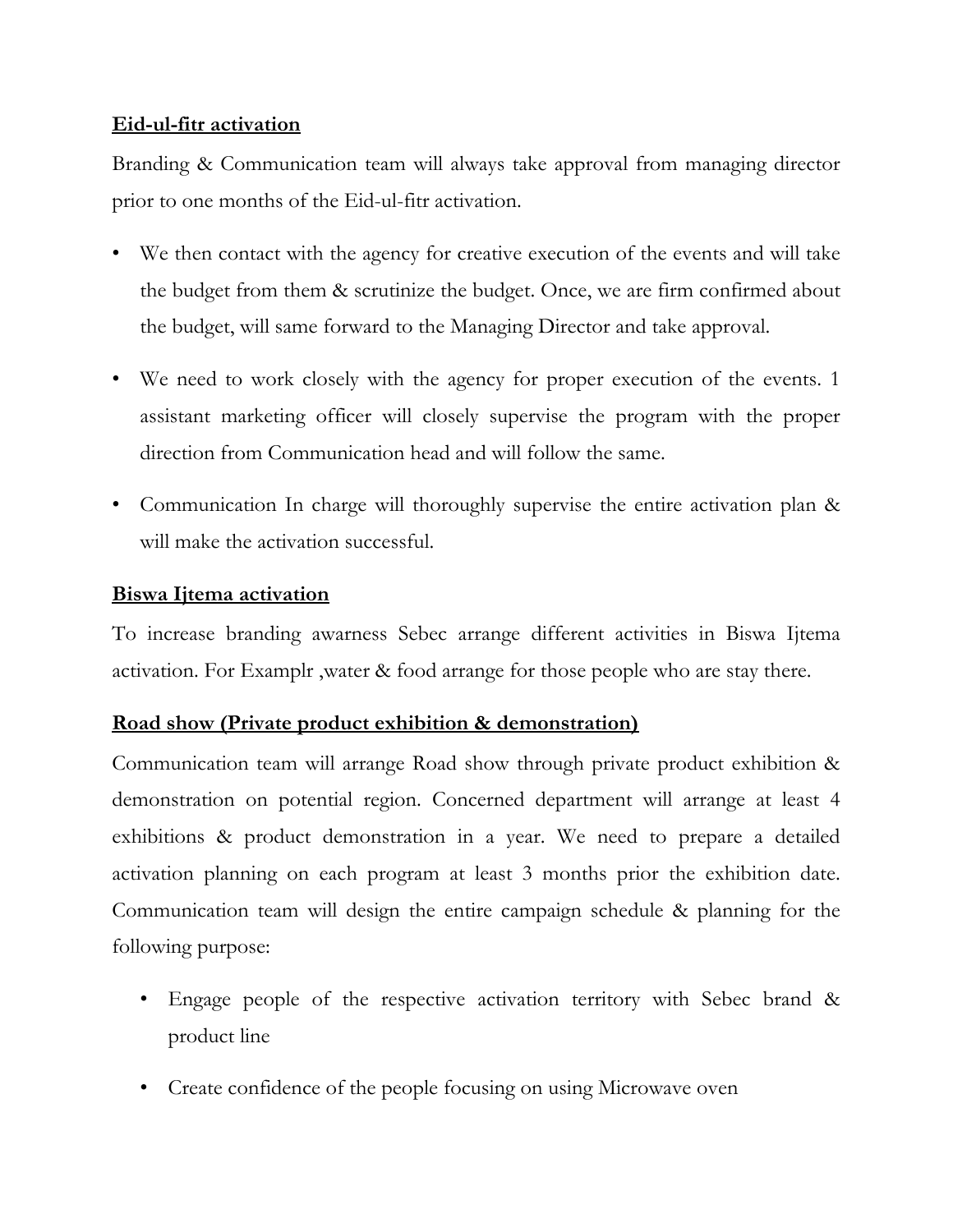**Eid-ul-fitr activation**

Branding & Communication team will always take approval from managing director prior to one months of the Eid-ul-fitr activation.

- We then contact with the agency for creative execution of the events and will take the budget from them & scrutinize the budget. Once, we are firm confirmed about the budget, will same forward to the Managing Director and take approval.
- We need to work closely with the agency for proper execution of the events. 1 assistant marketing officer will closely supervise the program with the proper direction from Communication head and will follow the same.
- Communication In charge will thoroughly supervise the entire activation plan & will make the activation successful.

**Biswa Ijtema activation**

To increase branding awarness Sebec arrange different activities in Biswa Ijtema activation. For Examplr ,water & food arrange for those people who are stay there.

**Road show (Private product exhibition & demonstration)**

Communication team will arrange Road show through private product exhibition & demonstration on potential region. Concerned department will arrange at least 4 exhibitions & product demonstration in a year. We need to prepare a detailed activation planning on each program at least 3 months prior the exhibition date. Communication team will design the entire campaign schedule & planning for the following purpose:

- Engage people of the respective activation territory with Sebec brand & product line
- Create confidence of the people focusing on using Microwave oven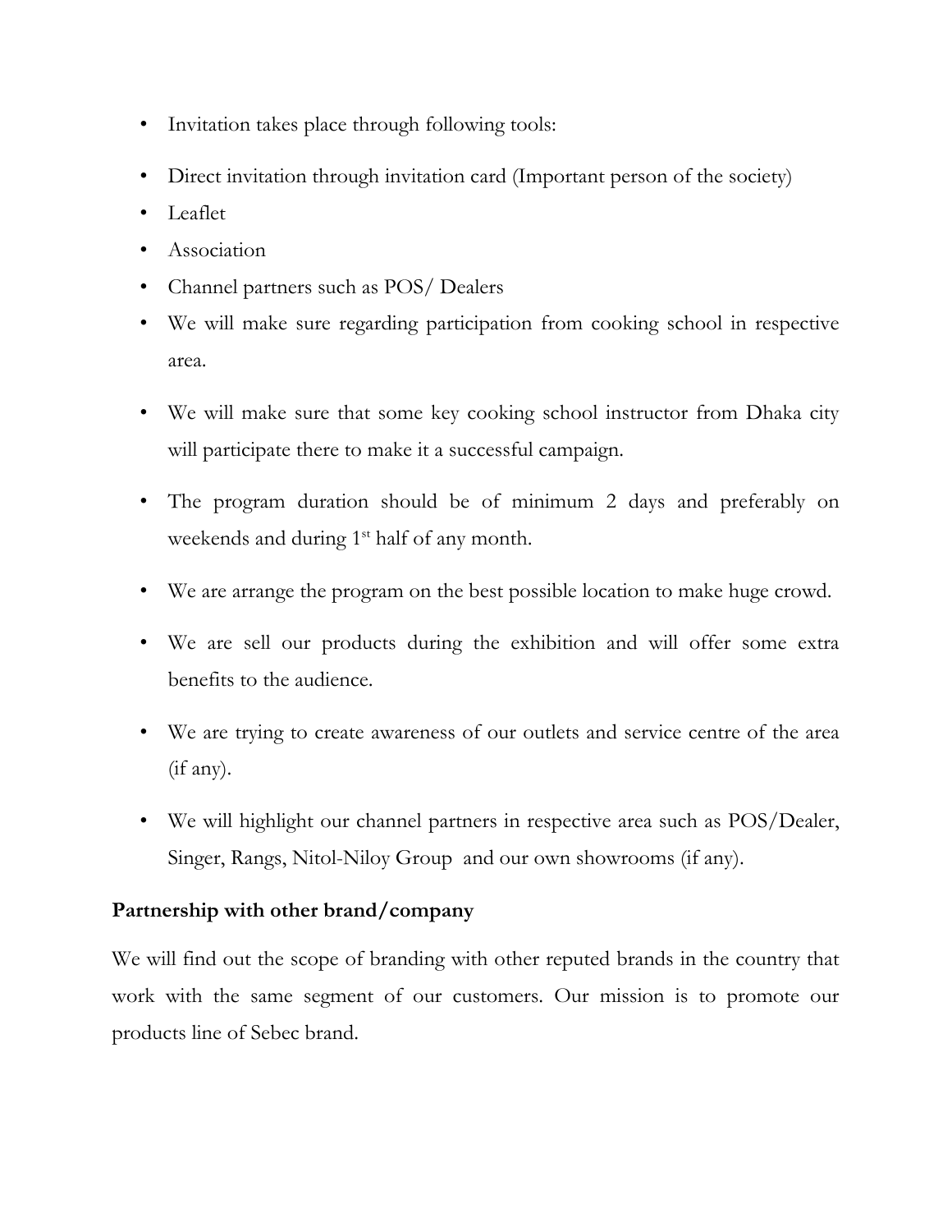- Invitation takes place through following tools:
- Direct invitation through invitation card (Important person of the society)
- Leaflet
- Association
- Channel partners such as POS/ Dealers
- We will make sure regarding participation from cooking school in respective area.
- We will make sure that some key cooking school instructor from Dhaka city will participate there to make it a successful campaign.
- The program duration should be of minimum 2 days and preferably on weekends and during 1st half of any month.
- We are arrange the program on the best possible location to make huge crowd.
- We are sell our products during the exhibition and will offer some extra benefits to the audience.
- We are trying to create awareness of our outlets and service centre of the area (if any).
- We will highlight our channel partners in respective area such as POS/Dealer, Singer, Rangs, Nitol-Niloy Group and our own showrooms (if any).

**Partnership with other brand/company**

We will find out the scope of branding with other reputed brands in the country that work with the same segment of our customers. Our mission is to promote our products line of Sebec brand.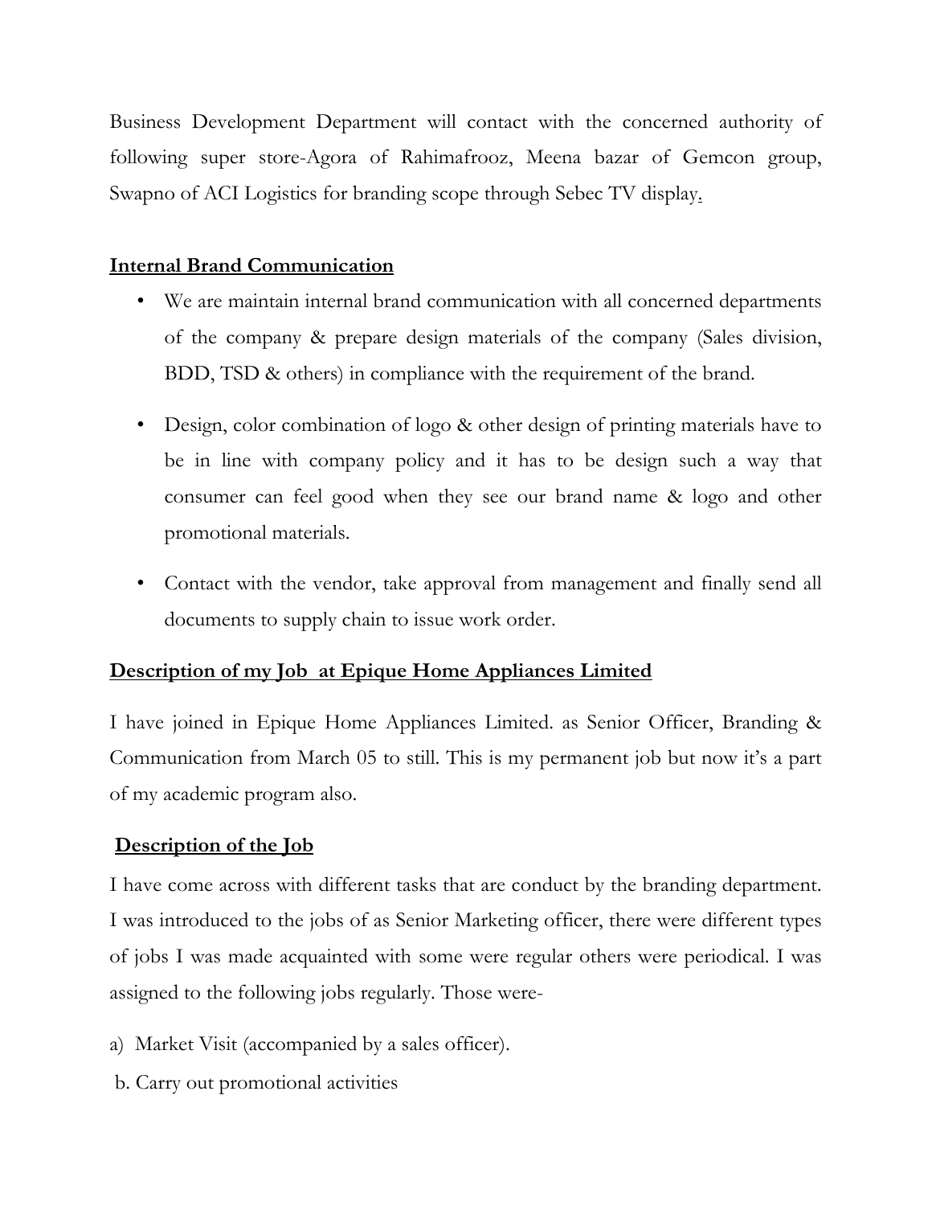Business Development Department will contact with the concerned authority of following super store-Agora of Rahimafrooz, Meena bazar of Gemcon group, Swapno of ACI Logistics for branding scope through Sebec TV display.

## Internal Brand Communication

- We are maintain internal brand communication with all concerned departments of the company & prepare design materials of the company (Sales division, BDD, TSD & others) in compliance with the requirement of the brand.
- Design, color combination of logo & other design of printing materials have to be in line with company policy and it has to be design such a way that consumer can feel good when they see our brand name & logo and other promotional materials.
- Contact with the vendor, take approval from management and finally send all documents to supply chain to issue work order.

## Description of my Job at Epique Home Appliances Limited

I have joined in Epique Home Appliances Limited. as Senior Officer, Branding & Communication from March 05 to still. This is my permanent job but now it's a part of my academic program also.

## Description of the Job

I have come across with different tasks that are conduct by the branding department. I was introduced to the jobs of as Senior Marketing officer, there were different types of jobs I was made acquainted with some were regular others were periodical. I was assigned to the following jobs regularly. Those were-

a) Market Visit (accompanied by a sales officer).

b. Carry out promotional activities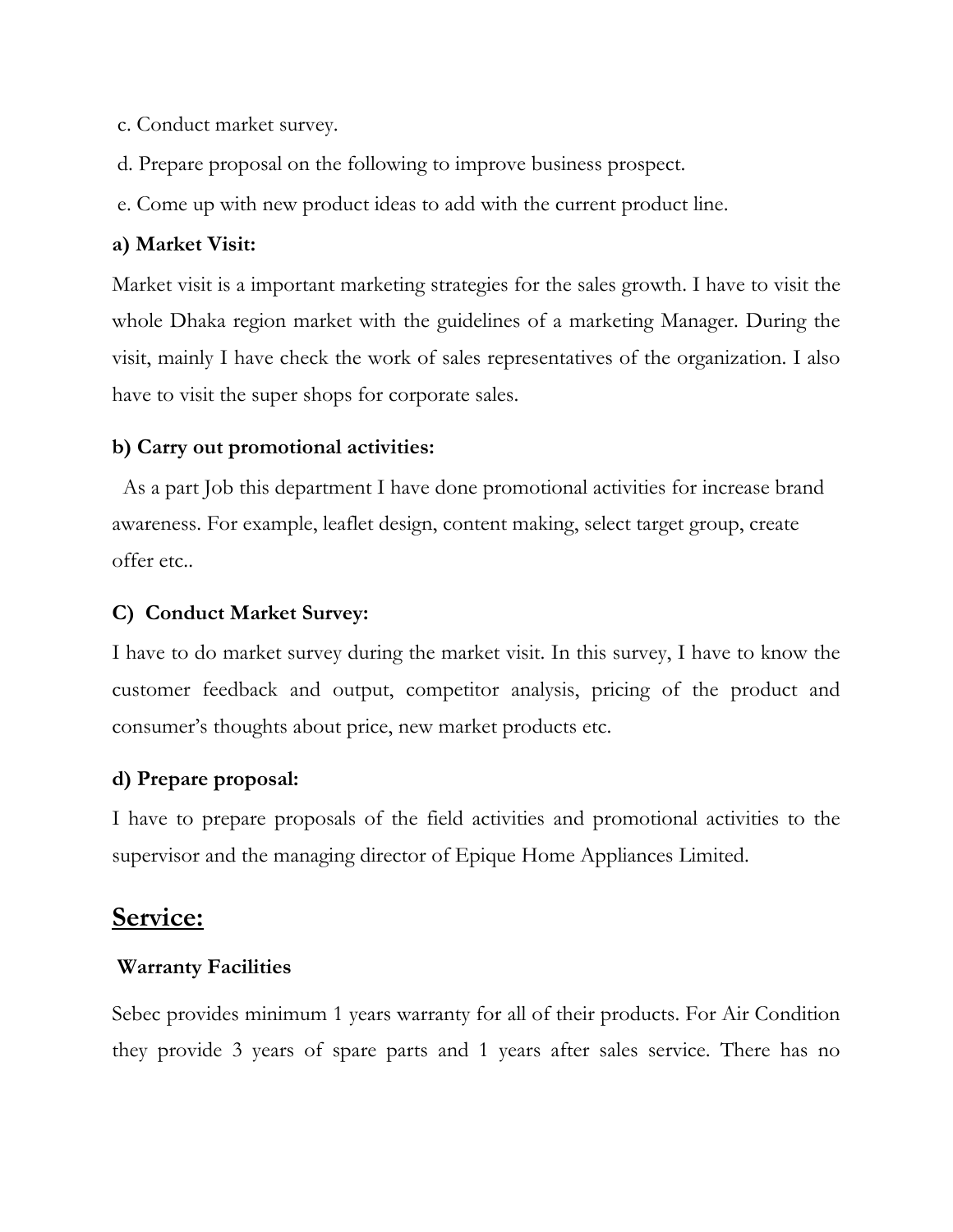c. Conduct market survey.

d. Prepare proposal on the following to improve business prospect.

e. Come up with new product ideas to add with the current product line.

**a) Market Visit:**

Market visit is a important marketing strategies for the sales growth. I have to visit the whole Dhaka region market with the guidelines of a marketing Manager. During the visit, mainly I have check the work of sales representatives of the organization. I also have to visit the super shops for corporate sales.

**b) Carry out promotional activities:**

As a part Job this department I have done promotional activities for increase brand awareness. For example, leaflet design, content making, select target group, create offer etc..

**C) Conduct Market Survey:**

I have to do market survey during the market visit. In this survey, I have to know the customer feedback and output, competitor analysis, pricing of the product and consumer's thoughts about price, new market products etc.

**d) Prepare proposal:**

I have to prepare proposals of the field activities and promotional activities to the supervisor and the managing director of Epique Home Appliances Limited.

## Service:

**Warranty Facilities**

Sebec provides minimum 1 years warranty for all of their products. For Air Condition they provide 3 years of spare parts and 1 years after sales service. There has no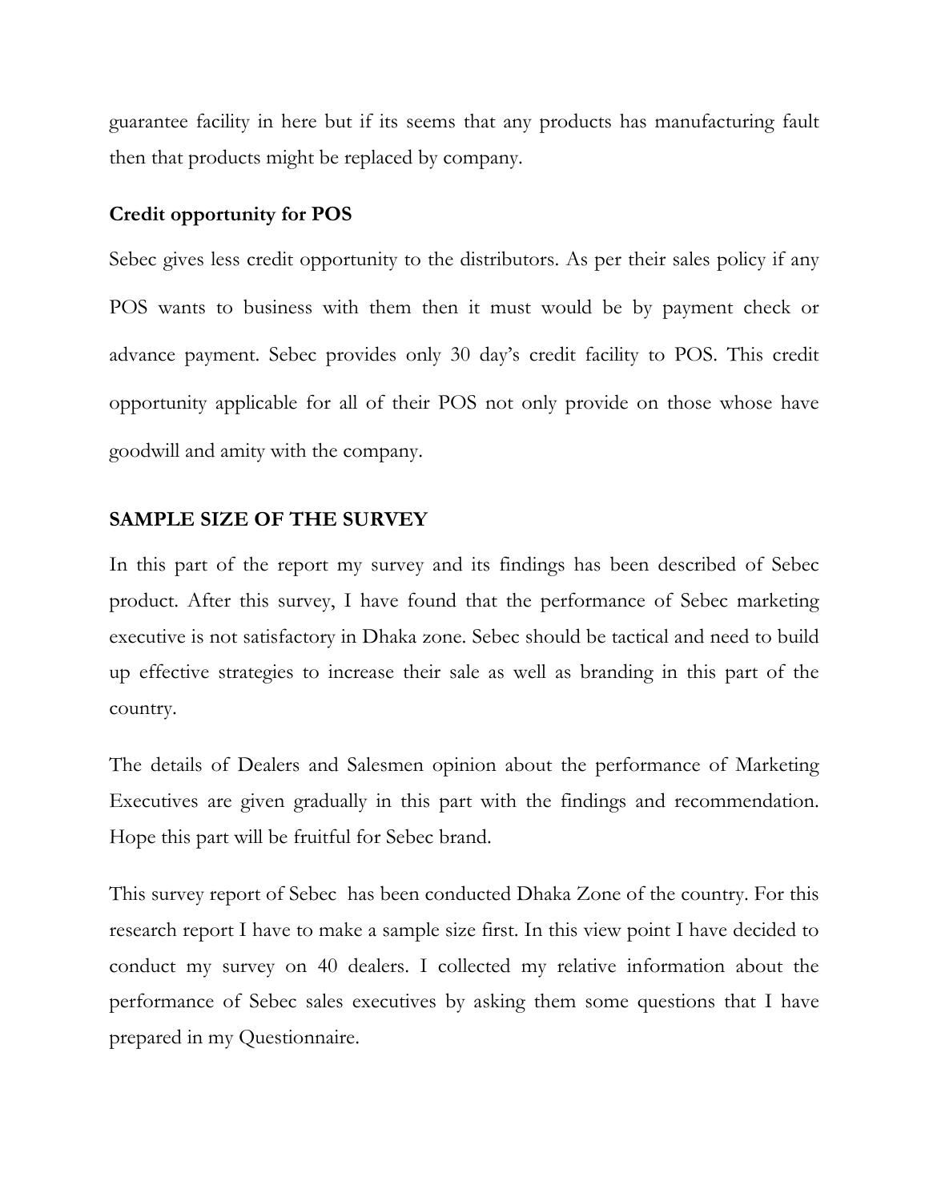guarantee facility in here but if its seems that any products has manufacturing fault then that products might be replaced by company.

**Credit opportunity for POS**

Sebec gives less credit opportunity to the distributors. As per their sales policy if any POS wants to business with them then it must would be by payment check or advance payment. Sebec provides only 30 day's credit facility to POS. This credit opportunity applicable for all of their POS not only provide on those whose have goodwill and amity with the company.

## SAMPLE SIZE OF THE SURVEY

In this part of the report my survey and its findings has been described of Sebec product. After this survey, I have found that the performance of Sebec marketing executive is not satisfactory in Dhaka zone. Sebec should be tactical and need to build up effective strategies to increase their sale as well as branding in this part of the country.

The details of Dealers and Salesmen opinion about the performance of Marketing Executives are given gradually in this part with the findings and recommendation. Hope this part will be fruitful for Sebec brand.

This survey report of Sebec has been conducted Dhaka Zone of the country. For this research report I have to make a sample size first. In this view point I have decided to conduct my survey on 40 dealers. I collected my relative information about the performance of Sebec sales executives by asking them some questions that I have prepared in my Questionnaire.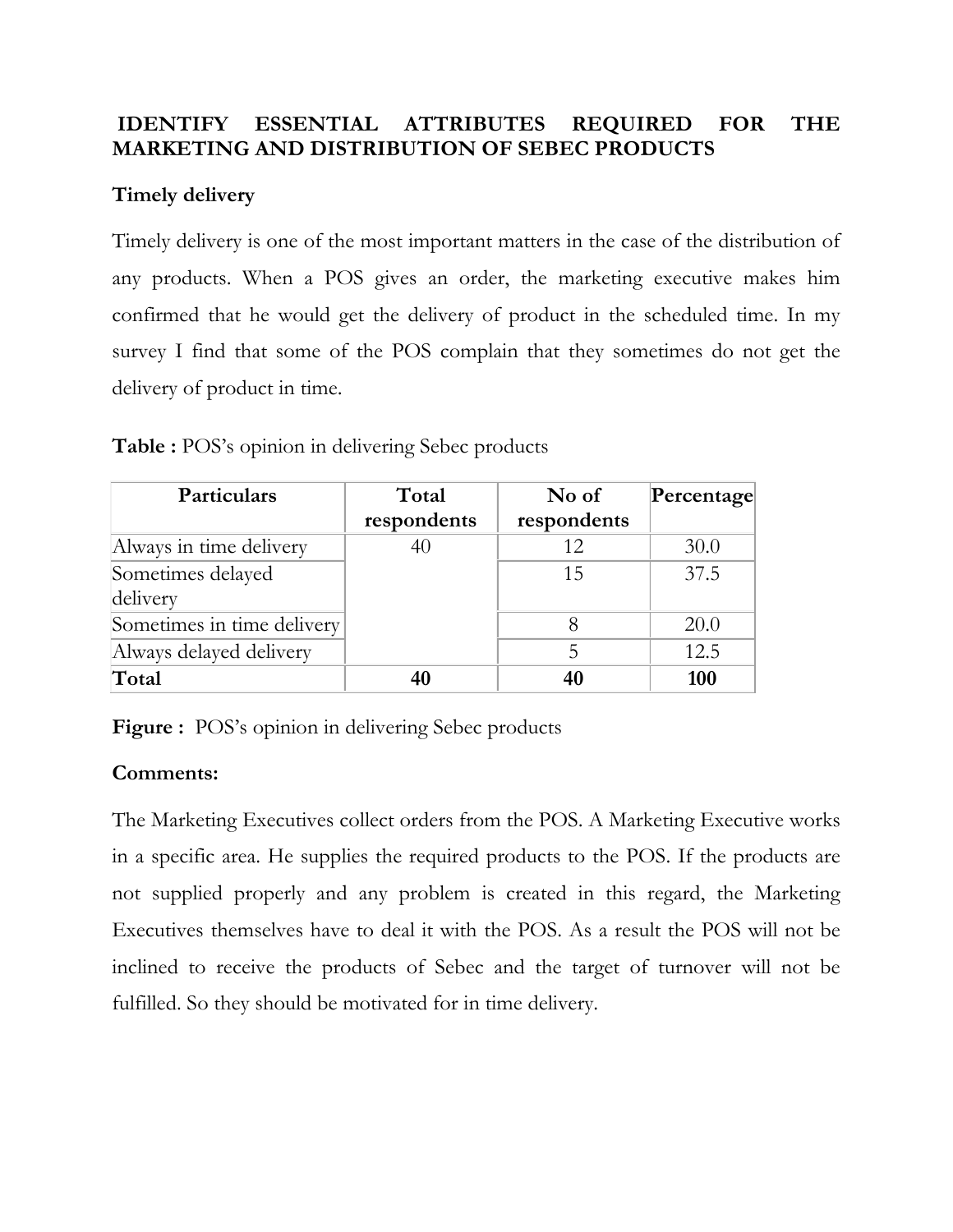## IDENTIFY ESSENTIAL ATTRIBUTES REQUIRED FOR THE MARKETING AND DISTRIBUTION OF SEBEC PRODUCTS

### Timely delivery

Timely delivery is one of the most important matters in the case of the distribution of any products. When a POS gives an order, the marketing executive makes him confirmed that he would get the delivery of product in the scheduled time. In my survey I find that some of the POS complain that they sometimes do not get the delivery of product in time.

**Table :** POS's opinion in delivering Sebec products

| Particulars | Total respondents | No of respondents | Percentage |
|---|---|---|---|
| Always in time delivery | 40 | 12 | 30.0 |
| Sometimes delayed delivery | | 15 | 37.5 |
| Sometimes in time delivery | | 8 | 20.0 |
| Always delayed delivery | | 5 | 12.5 |
| **Total** | **40** | **40** | **100** |

**Figure :** POS's opinion in delivering Sebec products

**Comments:**

The Marketing Executives collect orders from the POS. A Marketing Executive works in a specific area. He supplies the required products to the POS. If the products are not supplied properly and any problem is created in this regard, the Marketing Executives themselves have to deal it with the POS. As a result the POS will not be inclined to receive the products of Sebec and the target of turnover will not be fulfilled. So they should be motivated for in time delivery.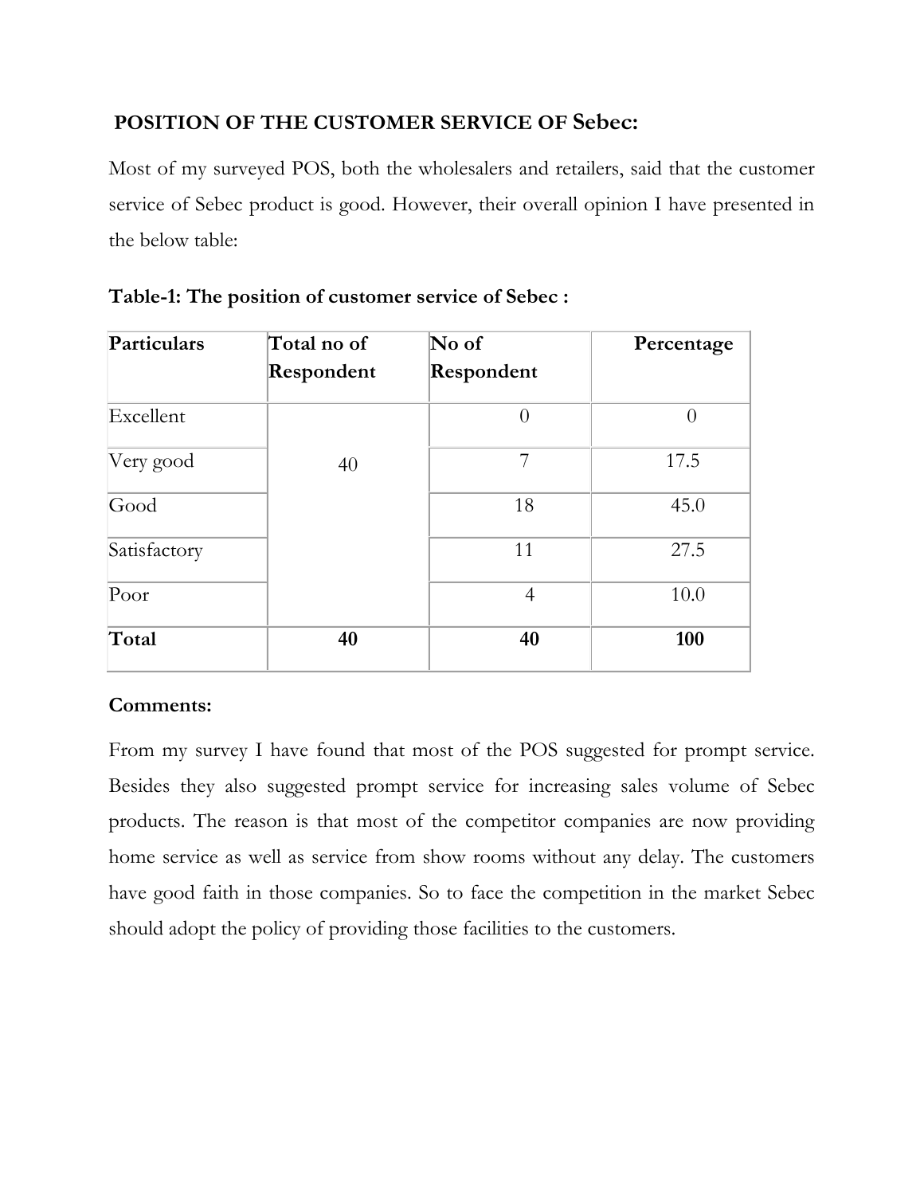## POSITION OF THE CUSTOMER SERVICE OF Sebec:

Most of my surveyed POS, both the wholesalers and retailers, said that the customer service of Sebec product is good. However, their overall opinion I have presented in the below table:

**Table-1: The position of customer service of Sebec :**

| Particulars | Total no of Respondent | No of Respondent | Percentage |
|---|---|---|---|
| Excellent | 40 | 0 | 0 |
| Very good | | 7 | 17.5 |
| Good | | 18 | 45.0 |
| Satisfactory | | 11 | 27.5 |
| Poor | | 4 | 10.0 |
| **Total** | **40** | **40** | **100** |

**Comments:**

From my survey I have found that most of the POS suggested for prompt service. Besides they also suggested prompt service for increasing sales volume of Sebec products. The reason is that most of the competitor companies are now providing home service as well as service from show rooms without any delay. The customers have good faith in those companies. So to face the competition in the market Sebec should adopt the policy of providing those facilities to the customers.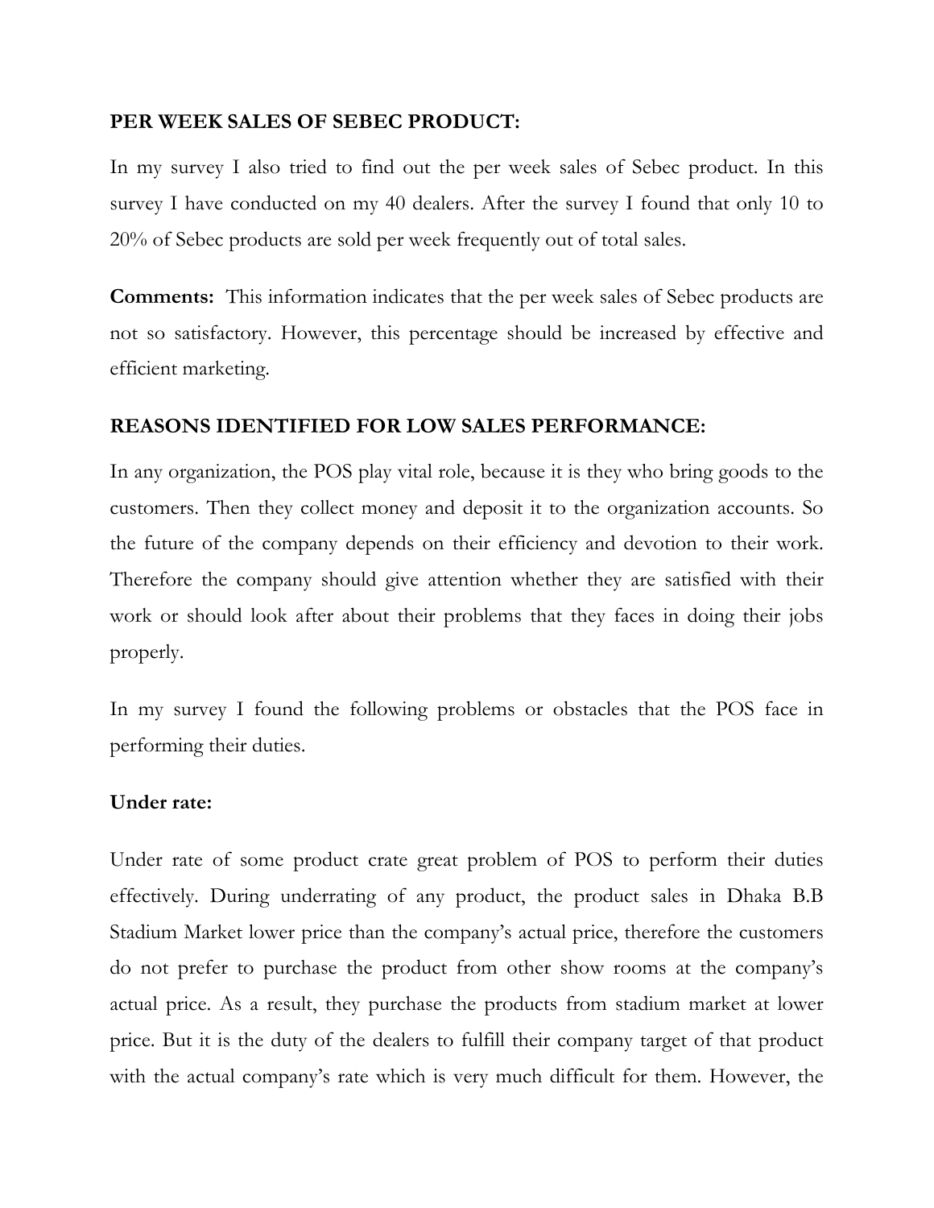**PER WEEK SALES OF SEBEC PRODUCT:**

In my survey I also tried to find out the per week sales of Sebec product. In this survey I have conducted on my 40 dealers. After the survey I found that only 10 to 20% of Sebec products are sold per week frequently out of total sales.

**Comments:** This information indicates that the per week sales of Sebec products are not so satisfactory. However, this percentage should be increased by effective and efficient marketing.

**REASONS IDENTIFIED FOR LOW SALES PERFORMANCE:**

In any organization, the POS play vital role, because it is they who bring goods to the customers. Then they collect money and deposit it to the organization accounts. So the future of the company depends on their efficiency and devotion to their work. Therefore the company should give attention whether they are satisfied with their work or should look after about their problems that they faces in doing their jobs properly.

In my survey I found the following problems or obstacles that the POS face in performing their duties.

**Under rate:**

Under rate of some product crate great problem of POS to perform their duties effectively. During underrating of any product, the product sales in Dhaka B.B Stadium Market lower price than the company's actual price, therefore the customers do not prefer to purchase the product from other show rooms at the company's actual price. As a result, they purchase the products from stadium market at lower price. But it is the duty of the dealers to fulfill their company target of that product with the actual company's rate which is very much difficult for them. However, the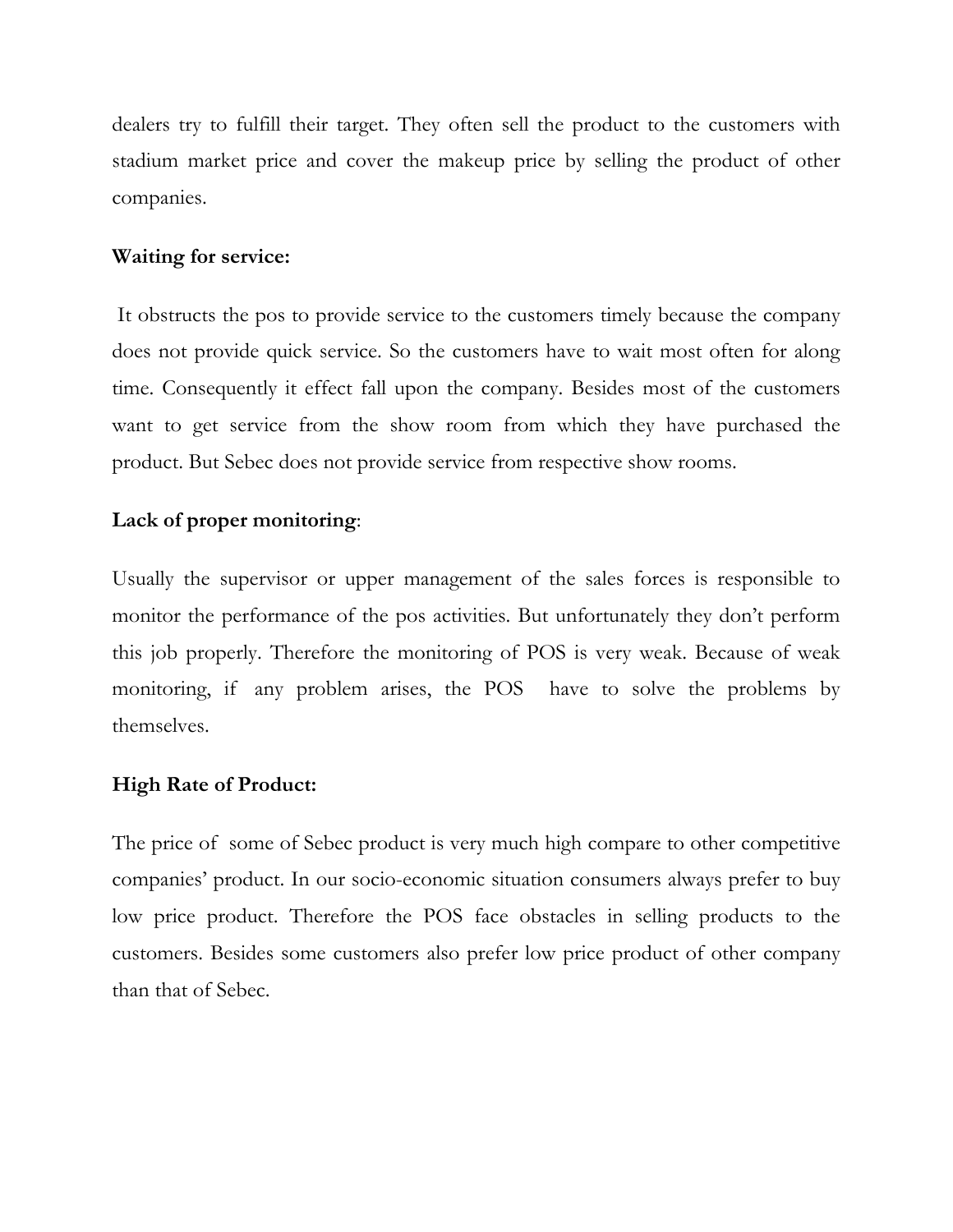dealers try to fulfill their target. They often sell the product to the customers with stadium market price and cover the makeup price by selling the product of other companies.

**Waiting for service:**

It obstructs the pos to provide service to the customers timely because the company does not provide quick service. So the customers have to wait most often for along time. Consequently it effect fall upon the company. Besides most of the customers want to get service from the show room from which they have purchased the product. But Sebec does not provide service from respective show rooms.

**Lack of proper monitoring**:

Usually the supervisor or upper management of the sales forces is responsible to monitor the performance of the pos activities. But unfortunately they don't perform this job properly. Therefore the monitoring of POS is very weak. Because of weak monitoring, if any problem arises, the POS have to solve the problems by themselves.

**High Rate of Product:**

The price of some of Sebec product is very much high compare to other competitive companies' product. In our socio-economic situation consumers always prefer to buy low price product. Therefore the POS face obstacles in selling products to the customers. Besides some customers also prefer low price product of other company than that of Sebec.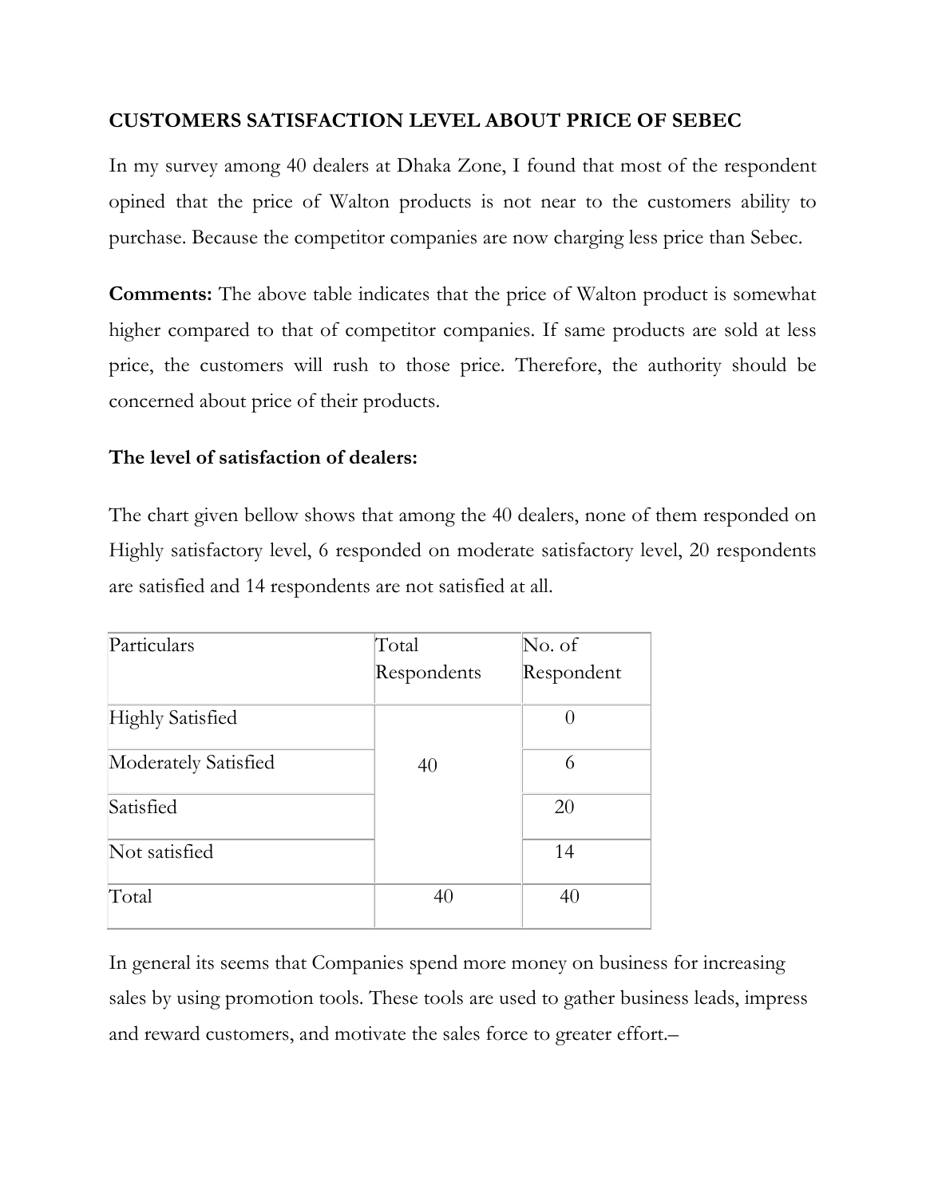### CUSTOMERS SATISFACTION LEVEL ABOUT PRICE OF SEBEC

In my survey among 40 dealers at Dhaka Zone, I found that most of the respondent opined that the price of Walton products is not near to the customers ability to purchase. Because the competitor companies are now charging less price than Sebec.

**Comments:** The above table indicates that the price of Walton product is somewhat higher compared to that of competitor companies. If same products are sold at less price, the customers will rush to those price. Therefore, the authority should be concerned about price of their products.

**The level of satisfaction of dealers:**

The chart given bellow shows that among the 40 dealers, none of them responded on Highly satisfactory level, 6 responded on moderate satisfactory level, 20 respondents are satisfied and 14 respondents are not satisfied at all.

| Particulars | Total Respondents | No. of Respondent |
|---|---|---|
| Highly Satisfied | 40 | 0 |
| Moderately Satisfied | | 6 |
| Satisfied | | 20 |
| Not satisfied | | 14 |
| Total | 40 | 40 |

In general its seems that Companies spend more money on business for increasing sales by using promotion tools. These tools are used to gather business leads, impress and reward customers, and motivate the sales force to greater effort.–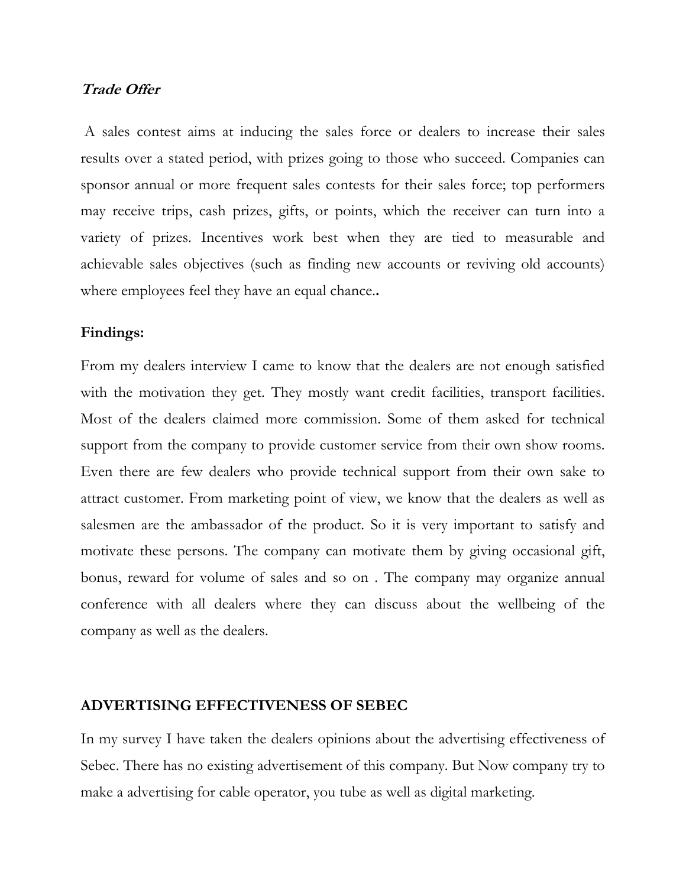***Trade Offer***

A sales contest aims at inducing the sales force or dealers to increase their sales results over a stated period, with prizes going to those who succeed. Companies can sponsor annual or more frequent sales contests for their sales force; top performers may receive trips, cash prizes, gifts, or points, which the receiver can turn into a variety of prizes. Incentives work best when they are tied to measurable and achievable sales objectives (such as finding new accounts or reviving old accounts) where employees feel they have an equal chance.**.**

**Findings:**

From my dealers interview I came to know that the dealers are not enough satisfied with the motivation they get. They mostly want credit facilities, transport facilities. Most of the dealers claimed more commission. Some of them asked for technical support from the company to provide customer service from their own show rooms. Even there are few dealers who provide technical support from their own sake to attract customer. From marketing point of view, we know that the dealers as well as salesmen are the ambassador of the product. So it is very important to satisfy and motivate these persons. The company can motivate them by giving occasional gift, bonus, reward for volume of sales and so on . The company may organize annual conference with all dealers where they can discuss about the wellbeing of the company as well as the dealers.

**ADVERTISING EFFECTIVENESS OF SEBEC**

In my survey I have taken the dealers opinions about the advertising effectiveness of Sebec. There has no existing advertisement of this company. But Now company try to make a advertising for cable operator, you tube as well as digital marketing.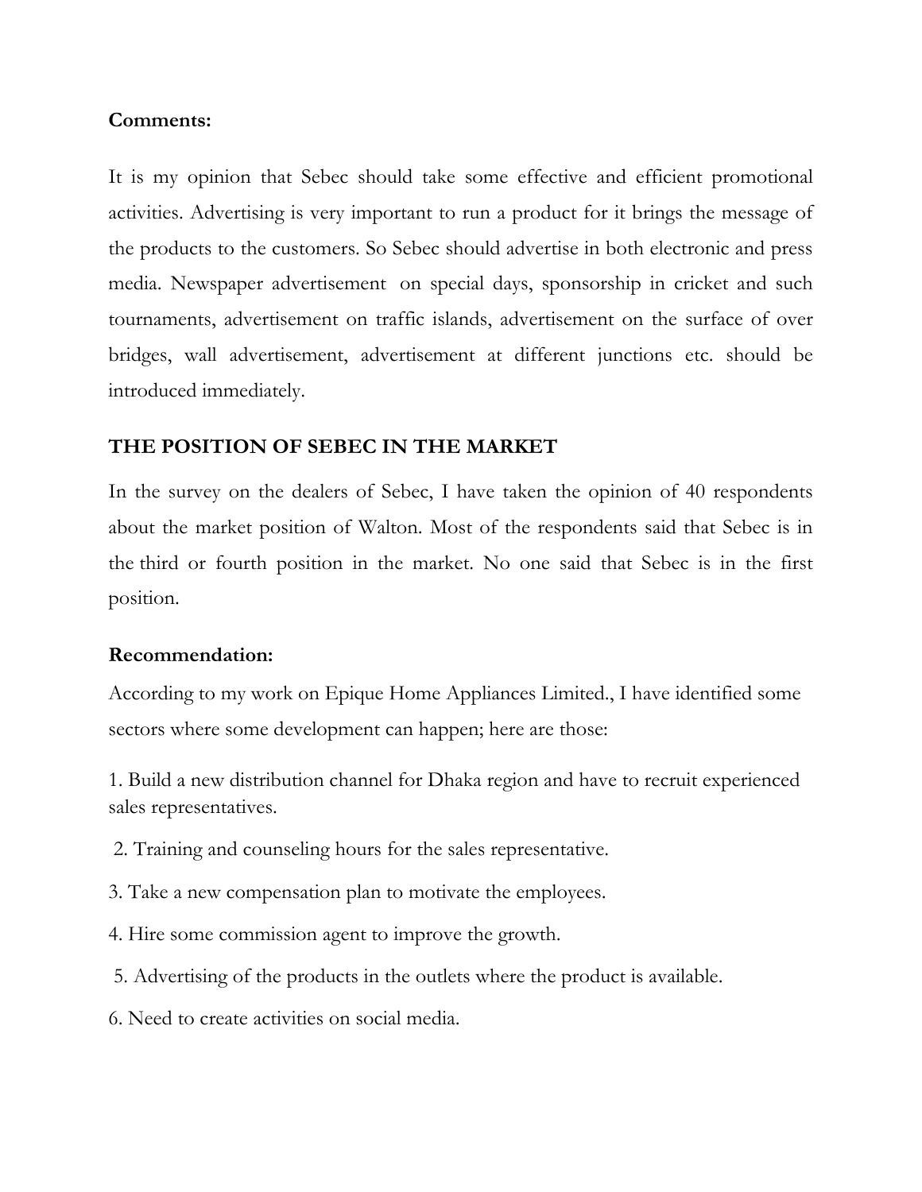**Comments:**

It is my opinion that Sebec should take some effective and efficient promotional activities. Advertising is very important to run a product for it brings the message of the products to the customers. So Sebec should advertise in both electronic and press media. Newspaper advertisement on special days, sponsorship in cricket and such tournaments, advertisement on traffic islands, advertisement on the surface of over bridges, wall advertisement, advertisement at different junctions etc. should be introduced immediately.

## THE POSITION OF SEBEC IN THE MARKET

In the survey on the dealers of Sebec, I have taken the opinion of 40 respondents about the market position of Walton. Most of the respondents said that Sebec is in the third or fourth position in the market. No one said that Sebec is in the first position.

**Recommendation:**

According to my work on Epique Home Appliances Limited., I have identified some sectors where some development can happen; here are those:

1. Build a new distribution channel for Dhaka region and have to recruit experienced sales representatives.
2. Training and counseling hours for the sales representative.
3. Take a new compensation plan to motivate the employees.
4. Hire some commission agent to improve the growth.
5. Advertising of the products in the outlets where the product is available.
6. Need to create activities on social media.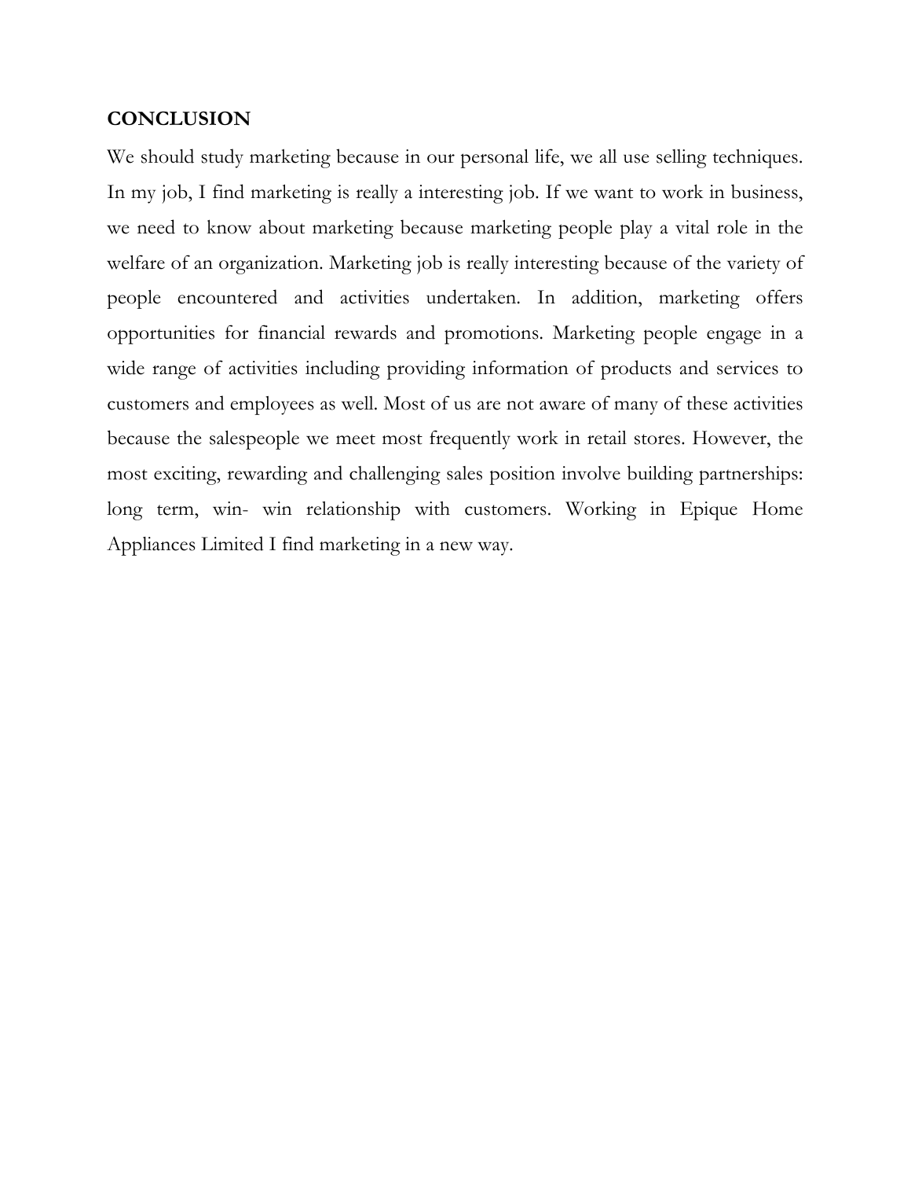## CONCLUSION

We should study marketing because in our personal life, we all use selling techniques. In my job, I find marketing is really a interesting job. If we want to work in business, we need to know about marketing because marketing people play a vital role in the welfare of an organization. Marketing job is really interesting because of the variety of people encountered and activities undertaken. In addition, marketing offers opportunities for financial rewards and promotions. Marketing people engage in a wide range of activities including providing information of products and services to customers and employees as well. Most of us are not aware of many of these activities because the salespeople we meet most frequently work in retail stores. However, the most exciting, rewarding and challenging sales position involve building partnerships: long term, win- win relationship with customers. Working in Epique Home Appliances Limited I find marketing in a new way.